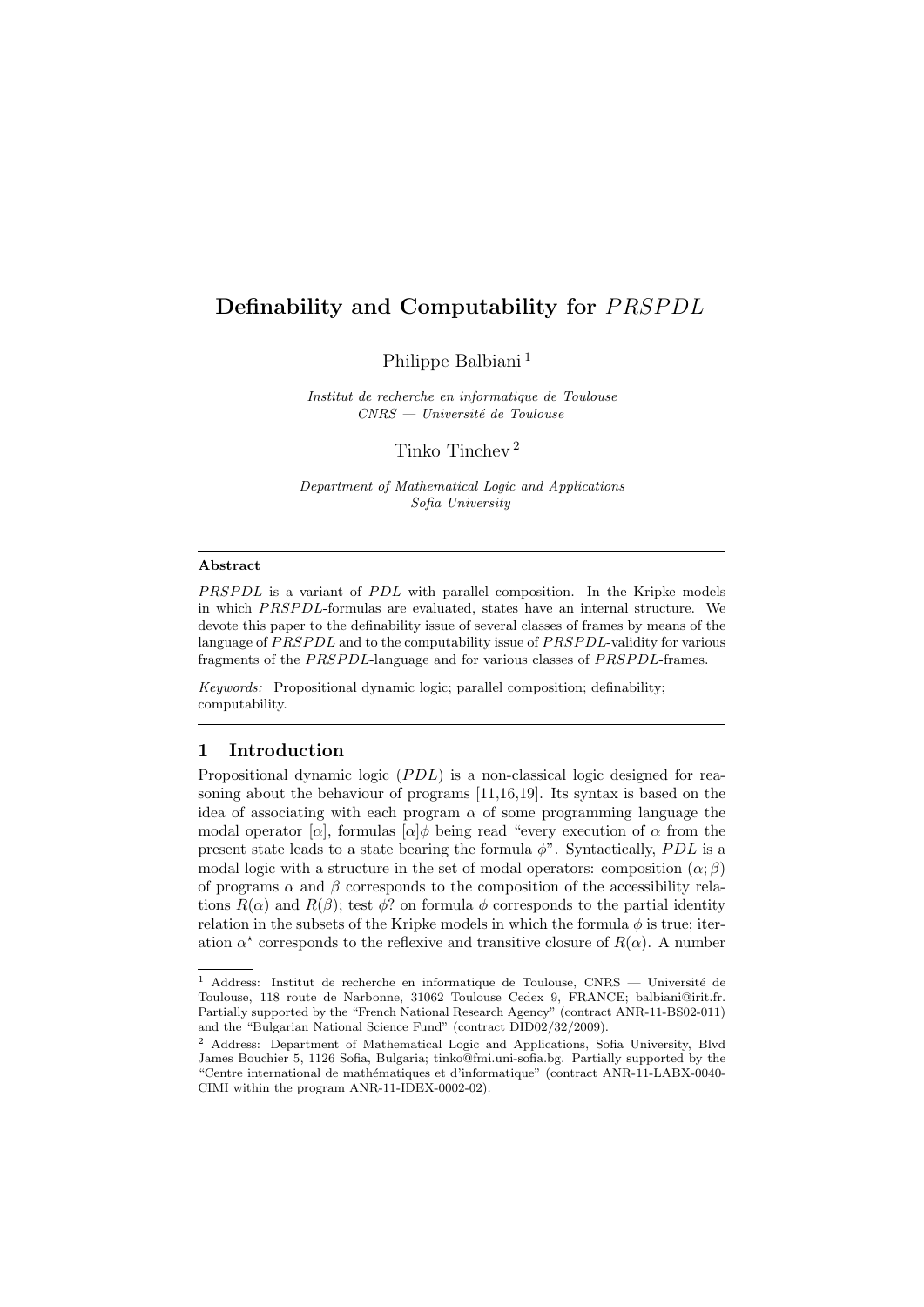# Definability and Computability for $PRSPDL$

Philippe Balbiani [1]

*Institut de recherche en informatique de Toulouse*
*CNRS — Université de Toulouse*

Tinko Tinchev [2]

*Department of Mathematical Logic and Applications*
*Sofia University*

## Abstract

$PRSPDL$ is a variant of $PDL$ with parallel composition. In the Kripke models in which $PRSPDL$-formulas are evaluated, states have an internal structure. We devote this paper to the definability issue of several classes of frames by means of the language of $PRSPDL$ and to the computability issue of $PRSPDL$-validity for various fragments of the $PRSPDL$-language and for various classes of $PRSPDL$-frames.

*Keywords:* Propositional dynamic logic; parallel composition; definability; computability.

## 1 Introduction

Propositional dynamic logic ($PDL$) is a non-classical logic designed for reasoning about the behaviour of programs [11,16,19]. Its syntax is based on the idea of associating with each program $\alpha$ of some programming language the modal operator $[\alpha]$, formulas $[\alpha]\phi$ being read "every execution of $\alpha$ from the present state leads to a state bearing the formula $\phi$". Syntactically, $PDL$ is a modal logic with a structure in the set of modal operators: composition $(\alpha; \beta)$ of programs $\alpha$ and $\beta$ corresponds to the composition of the accessibility relations $R(\alpha)$ and $R(\beta)$; test $\phi?$ on formula $\phi$ corresponds to the partial identity relation in the subsets of the Kripke models in which the formula $\phi$ is true; iteration $\alpha^\star$ corresponds to the reflexive and transitive closure of $R(\alpha)$. A number

---

[1] Address: Institut de recherche en informatique de Toulouse, CNRS — Université de Toulouse, 118 route de Narbonne, 31062 Toulouse Cedex 9, FRANCE; balbiani@irit.fr. Partially supported by the "French National Research Agency" (contract ANR-11-BS02-011) and the "Bulgarian National Science Fund" (contract DID02/32/2009).

[2] Address: Department of Mathematical Logic and Applications, Sofia University, Blvd James Bouchier 5, 1126 Sofia, Bulgaria; tinko@fmi.uni-sofia.bg. Partially supported by the "Centre international de mathématiques et d'informatique" (contract ANR-11-LABX-0040-CIMI within the program ANR-11-IDEX-0002-02).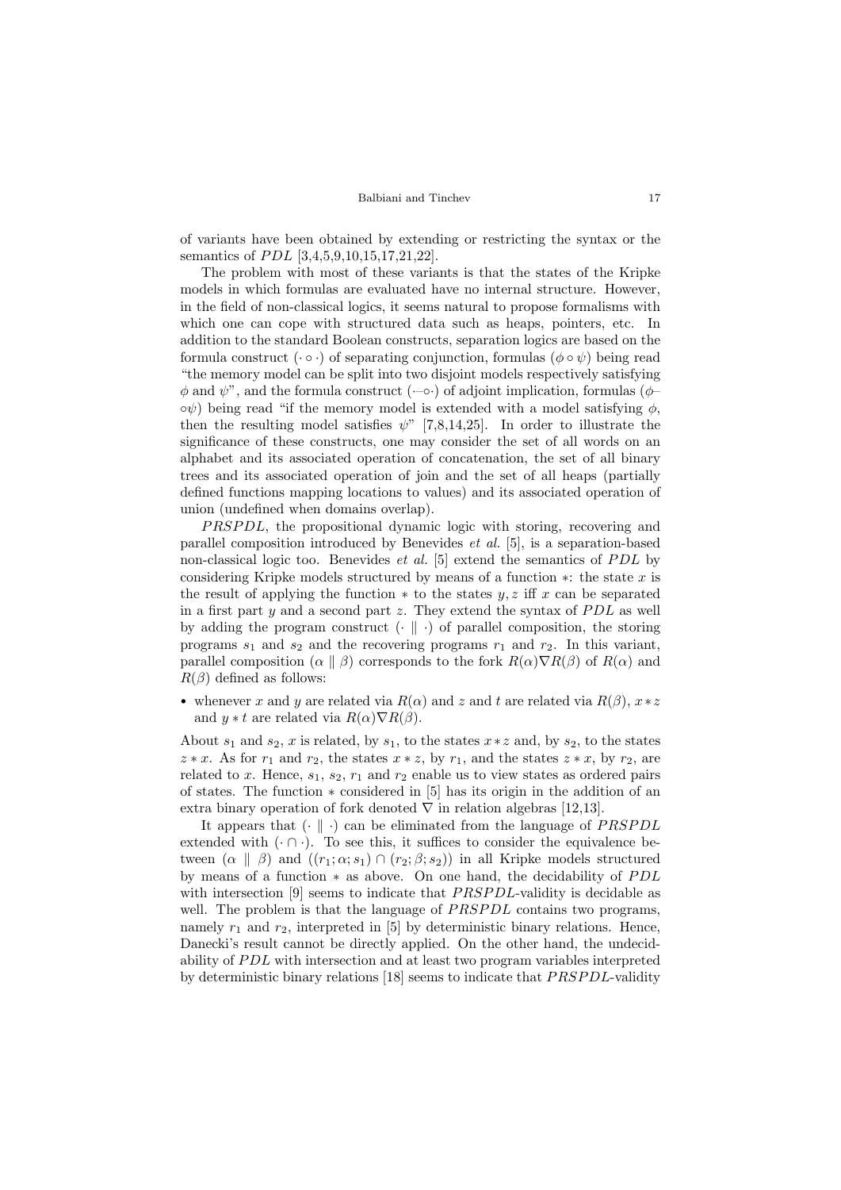of variants have been obtained by extending or restricting the syntax or the semantics of $PDL$ [3,4,5,9,10,15,17,21,22].

The problem with most of these variants is that the states of the Kripke models in which formulas are evaluated have no internal structure. However, in the field of non-classical logics, it seems natural to propose formalisms with which one can cope with structured data such as heaps, pointers, etc. In addition to the standard Boolean constructs, separation logics are based on the formula construct $(\cdot \circ \cdot)$ of separating conjunction, formulas $(\phi \circ \psi)$ being read "the memory model can be split into two disjoint models respectively satisfying $\phi$ and $\psi$", and the formula construct $(\cdot\!-\!\circ\cdot)$ of adjoint implication, formulas $(\phi\!-\!\circ\psi)$ being read "if the memory model is extended with a model satisfying $\phi$, then the resulting model satisfies $\psi$" [7,8,14,25]. In order to illustrate the significance of these constructs, one may consider the set of all words on an alphabet and its associated operation of concatenation, the set of all binary trees and its associated operation of join and the set of all heaps (partially defined functions mapping locations to values) and its associated operation of union (undefined when domains overlap).

$PRSPDL$, the propositional dynamic logic with storing, recovering and parallel composition introduced by Benevides *et al.* [5], is a separation-based non-classical logic too. Benevides *et al.* [5] extend the semantics of $PDL$ by considering Kripke models structured by means of a function $*$: the state $x$ is the result of applying the function $*$ to the states $y, z$ iff $x$ can be separated in a first part $y$ and a second part $z$. They extend the syntax of $PDL$ as well by adding the program construct $(\cdot \parallel \cdot)$ of parallel composition, the storing programs $s_1$ and $s_2$ and the recovering programs $r_1$ and $r_2$. In this variant, parallel composition $(\alpha \parallel \beta)$ corresponds to the fork $R(\alpha)\nabla R(\beta)$ of $R(\alpha)$ and $R(\beta)$ defined as follows:

- whenever $x$ and $y$ are related via $R(\alpha)$ and $z$ and $t$ are related via $R(\beta)$, $x * z$ and $y * t$ are related via $R(\alpha)\nabla R(\beta)$.

About $s_1$ and $s_2$, $x$ is related, by $s_1$, to the states $x * z$ and, by $s_2$, to the states $z * x$. As for $r_1$ and $r_2$, the states $x * z$, by $r_1$, and the states $z * x$, by $r_2$, are related to $x$. Hence, $s_1$, $s_2$, $r_1$ and $r_2$ enable us to view states as ordered pairs of states. The function $*$ considered in [5] has its origin in the addition of an extra binary operation of fork denoted $\nabla$ in relation algebras [12,13].

It appears that $(\cdot \parallel \cdot)$ can be eliminated from the language of $PRSPDL$ extended with $(\cdot \cap \cdot)$. To see this, it suffices to consider the equivalence between $(\alpha \parallel \beta)$ and $((r_1; \alpha; s_1) \cap (r_2; \beta; s_2))$ in all Kripke models structured by means of a function $*$ as above. On one hand, the decidability of $PDL$ with intersection [9] seems to indicate that $PRSPDL$-validity is decidable as well. The problem is that the language of $PRSPDL$ contains two programs, namely $r_1$ and $r_2$, interpreted in [5] by deterministic binary relations. Hence, Danecki's result cannot be directly applied. On the other hand, the undecidability of $PDL$ with intersection and at least two program variables interpreted by deterministic binary relations [18] seems to indicate that $PRSPDL$-validity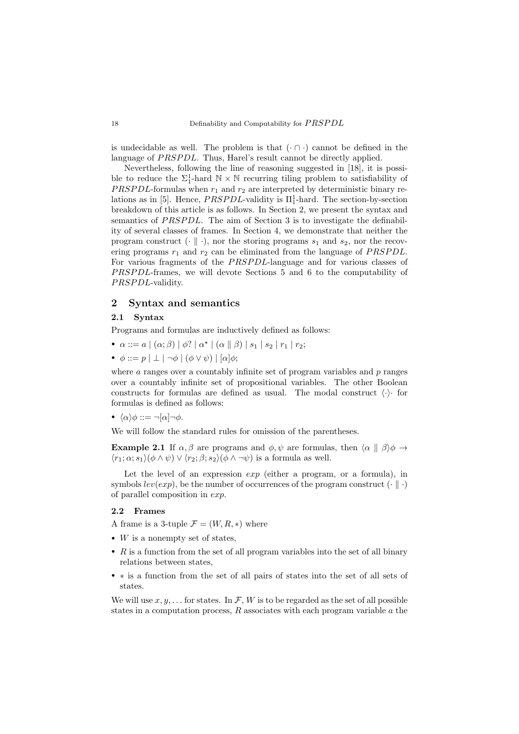is undecidable as well. The problem is that $(\cdot \cap \cdot)$ cannot be defined in the language of $PRSPDL$. Thus, Harel's result cannot be directly applied.

Nevertheless, following the line of reasoning suggested in [18], it is possible to reduce the $\Sigma_1^1$-hard $\mathbb{N} \times \mathbb{N}$ recurring tiling problem to satisfiability of $PRSPDL$-formulas when $r_1$ and $r_2$ are interpreted by deterministic binary relations as in [5]. Hence, $PRSPDL$-validity is $\Pi_1^1$-hard. The section-by-section breakdown of this article is as follows. In Section 2, we present the syntax and semantics of $PRSPDL$. The aim of Section 3 is to investigate the definability of several classes of frames. In Section 4, we demonstrate that neither the program construct $(\cdot \parallel \cdot)$, nor the storing programs $s_1$ and $s_2$, nor the recovering programs $r_1$ and $r_2$ can be eliminated from the language of $PRSPDL$. For various fragments of the $PRSPDL$-language and for various classes of $PRSPDL$-frames, we will devote Sections 5 and 6 to the computability of $PRSPDL$-validity.

## 2 Syntax and semantics

### 2.1 Syntax

Programs and formulas are inductively defined as follows:

- $\alpha ::= a \mid (\alpha;\beta) \mid \phi? \mid \alpha^\star \mid (\alpha \parallel \beta) \mid s_1 \mid s_2 \mid r_1 \mid r_2$;
- $\phi ::= p \mid \bot \mid \neg\phi \mid (\phi \vee \psi) \mid [\alpha]\phi$;

where $a$ ranges over a countably infinite set of program variables and $p$ ranges over a countably infinite set of propositional variables. The other Boolean constructs for formulas are defined as usual. The modal construct $\langle\cdot\rangle\cdot$ for formulas is defined as follows:

- $\langle\alpha\rangle\phi ::= \neg[\alpha]\neg\phi$.

We will follow the standard rules for omission of the parentheses.

**Example 2.1** If $\alpha, \beta$ are programs and $\phi, \psi$ are formulas, then $\langle\alpha \parallel \beta\rangle\phi \rightarrow \langle r_1;\alpha;s_1\rangle(\phi \wedge \psi) \vee \langle r_2;\beta;s_2\rangle(\phi \wedge \neg\psi)$ is a formula as well.

Let the level of an expression $exp$ (either a program, or a formula), in symbols $lev(exp)$, be the number of occurrences of the program construct $(\cdot \parallel \cdot)$ of parallel composition in $exp$.

### 2.2 Frames

A frame is a 3-tuple $\mathcal{F} = (W, R, *)$ where

- $W$ is a nonempty set of states,
- $R$ is a function from the set of all program variables into the set of all binary relations between states,
- $*$ is a function from the set of all pairs of states into the set of all sets of states.

We will use $x, y, \ldots$ for states. In $\mathcal{F}$, $W$ is to be regarded as the set of all possible states in a computation process, $R$ associates with each program variable $a$ the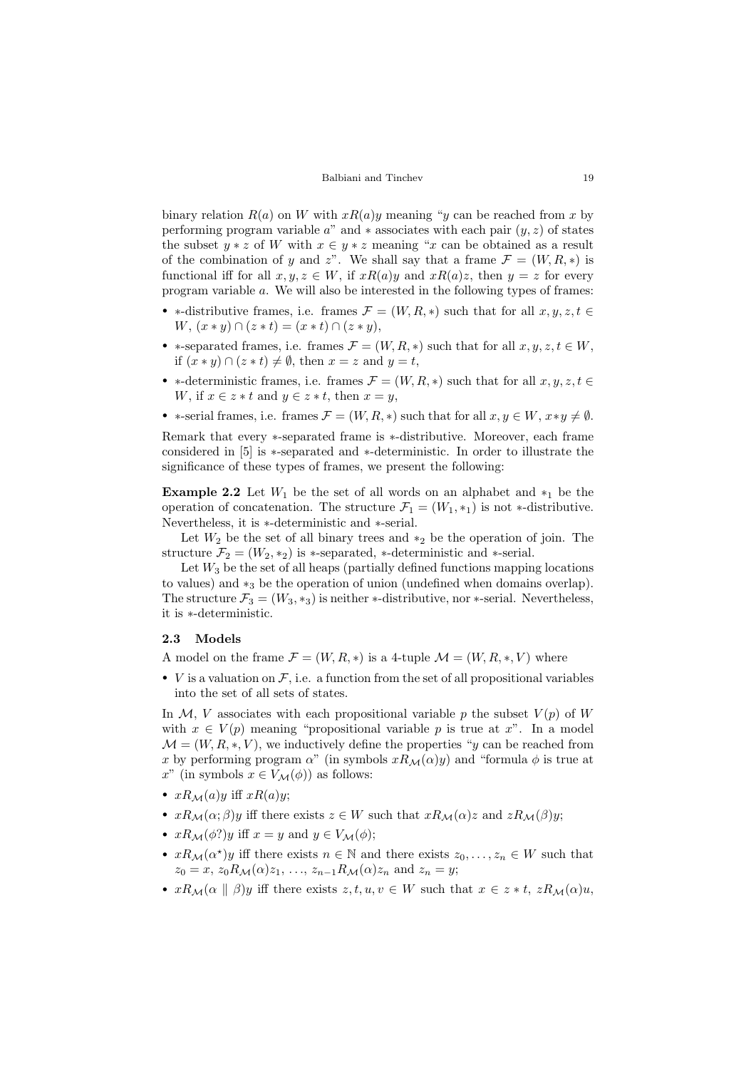binary relation $R(a)$ on $W$ with $xR(a)y$ meaning "$y$ can be reached from $x$ by performing program variable $a$" and $*$ associates with each pair $(y, z)$ of states the subset $y * z$ of $W$ with $x \in y * z$ meaning "$x$ can be obtained as a result of the combination of $y$ and $z$". We shall say that a frame $\mathcal{F} = (W, R, *)$ is functional iff for all $x, y, z \in W$, if $xR(a)y$ and $xR(a)z$, then $y = z$ for every program variable $a$. We will also be interested in the following types of frames:

- $*$-distributive frames, i.e. frames $\mathcal{F} = (W, R, *)$ such that for all $x, y, z, t \in W$, $(x * y) \cap (z * t) = (x * t) \cap (z * y)$,
- $*$-separated frames, i.e. frames $\mathcal{F} = (W, R, *)$ such that for all $x, y, z, t \in W$, if $(x * y) \cap (z * t) \neq \emptyset$, then $x = z$ and $y = t$,
- $*$-deterministic frames, i.e. frames $\mathcal{F} = (W, R, *)$ such that for all $x, y, z, t \in W$, if $x \in z * t$ and $y \in z * t$, then $x = y$,
- $*$-serial frames, i.e. frames $\mathcal{F} = (W, R, *)$ such that for all $x, y \in W$, $x * y \neq \emptyset$.

Remark that every $*$-separated frame is $*$-distributive. Moreover, each frame considered in [5] is $*$-separated and $*$-deterministic. In order to illustrate the significance of these types of frames, we present the following:

**Example 2.2** Let $W_1$ be the set of all words on an alphabet and $*_1$ be the operation of concatenation. The structure $\mathcal{F}_1 = (W_1, *_1)$ is not $*$-distributive. Nevertheless, it is $*$-deterministic and $*$-serial.

Let $W_2$ be the set of all binary trees and $*_2$ be the operation of join. The structure $\mathcal{F}_2 = (W_2, *_2)$ is $*$-separated, $*$-deterministic and $*$-serial.

Let $W_3$ be the set of all heaps (partially defined functions mapping locations to values) and $*_3$ be the operation of union (undefined when domains overlap). The structure $\mathcal{F}_3 = (W_3, *_3)$ is neither $*$-distributive, nor $*$-serial. Nevertheless, it is $*$-deterministic.

### 2.3 Models

A model on the frame $\mathcal{F} = (W, R, *)$ is a 4-tuple $\mathcal{M} = (W, R, *, V)$ where

- $V$ is a valuation on $\mathcal{F}$, i.e. a function from the set of all propositional variables into the set of all sets of states.

In $\mathcal{M}$, $V$ associates with each propositional variable $p$ the subset $V(p)$ of $W$ with $x \in V(p)$ meaning "propositional variable $p$ is true at $x$". In a model $\mathcal{M} = (W, R, *, V)$, we inductively define the properties "$y$ can be reached from $x$ by performing program $\alpha$" (in symbols $xR_{\mathcal{M}}(\alpha)y$) and "formula $\phi$ is true at $x$" (in symbols $x \in V_{\mathcal{M}}(\phi)$) as follows:

- $xR_{\mathcal{M}}(a)y$ iff $xR(a)y$;
- $xR_{\mathcal{M}}(\alpha; \beta)y$ iff there exists $z \in W$ such that $xR_{\mathcal{M}}(\alpha)z$ and $zR_{\mathcal{M}}(\beta)y$;
- $xR_{\mathcal{M}}(\phi?)y$ iff $x = y$ and $y \in V_{\mathcal{M}}(\phi)$;
- $xR_{\mathcal{M}}(\alpha^{\star})y$ iff there exists $n \in \mathbb{N}$ and there exists $z_0, \ldots, z_n \in W$ such that $z_0 = x$, $z_0 R_{\mathcal{M}}(\alpha)z_1$, $\ldots$, $z_{n-1}R_{\mathcal{M}}(\alpha)z_n$ and $z_n = y$;
- $xR_{\mathcal{M}}(\alpha \parallel \beta)y$ iff there exists $z, t, u, v \in W$ such that $x \in z * t$, $zR_{\mathcal{M}}(\alpha)u$,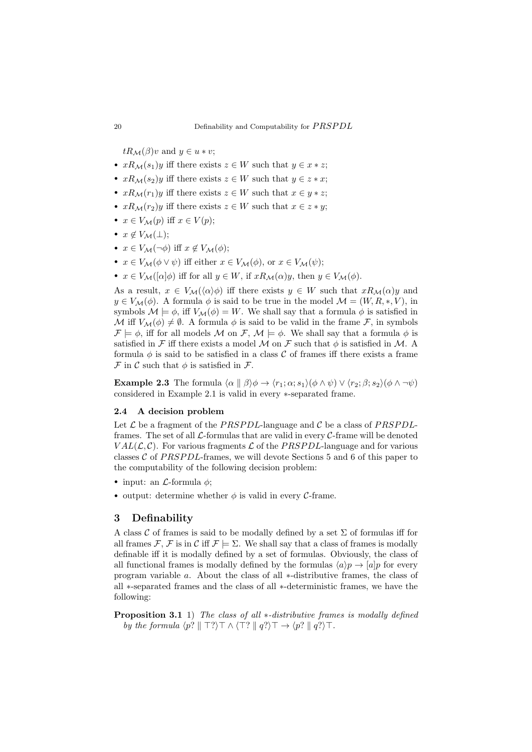$tR_{\mathcal{M}}(\beta)v$ and $y \in u * v$;

- $xR_{\mathcal{M}}(s_1)y$ iff there exists $z \in W$ such that $y \in x * z$;
- $xR_{\mathcal{M}}(s_2)y$ iff there exists $z \in W$ such that $y \in z * x$;
- $xR_{\mathcal{M}}(r_1)y$ iff there exists $z \in W$ such that $x \in y * z$;
- $xR_{\mathcal{M}}(r_2)y$ iff there exists $z \in W$ such that $x \in z * y$;
- $x \in V_{\mathcal{M}}(p)$ iff $x \in V(p)$;
- $x \notin V_{\mathcal{M}}(\bot)$;
- $x \in V_{\mathcal{M}}(\neg\phi)$ iff $x \notin V_{\mathcal{M}}(\phi)$;
- $x \in V_{\mathcal{M}}(\phi \vee \psi)$ iff either $x \in V_{\mathcal{M}}(\phi)$, or $x \in V_{\mathcal{M}}(\psi)$;
- $x \in V_{\mathcal{M}}([\alpha]\phi)$ iff for all $y \in W$, if $xR_{\mathcal{M}}(\alpha)y$, then $y \in V_{\mathcal{M}}(\phi)$.

As a result, $x \in V_{\mathcal{M}}(\langle\alpha\rangle\phi)$ iff there exists $y \in W$ such that $xR_{\mathcal{M}}(\alpha)y$ and $y \in V_{\mathcal{M}}(\phi)$. A formula $\phi$ is said to be true in the model $\mathcal{M} = (W, R, *, V)$, in symbols $\mathcal{M} \models \phi$, iff $V_{\mathcal{M}}(\phi) = W$. We shall say that a formula $\phi$ is satisfied in $\mathcal{M}$ iff $V_{\mathcal{M}}(\phi) \neq \emptyset$. A formula $\phi$ is said to be valid in the frame $\mathcal{F}$, in symbols $\mathcal{F} \models \phi$, iff for all models $\mathcal{M}$ on $\mathcal{F}$, $\mathcal{M} \models \phi$. We shall say that a formula $\phi$ is satisfied in $\mathcal{F}$ iff there exists a model $\mathcal{M}$ on $\mathcal{F}$ such that $\phi$ is satisfied in $\mathcal{M}$. A formula $\phi$ is said to be satisfied in a class $\mathcal{C}$ of frames iff there exists a frame $\mathcal{F}$ in $\mathcal{C}$ such that $\phi$ is satisfied in $\mathcal{F}$.

**Example 2.3** The formula $\langle\alpha \parallel \beta\rangle\phi \rightarrow \langle r_1; \alpha; s_1\rangle(\phi \wedge \psi) \vee \langle r_2; \beta; s_2\rangle(\phi \wedge \neg\psi)$ considered in Example 2.1 is valid in every $*$-separated frame.

### 2.4 A decision problem

Let $\mathcal{L}$ be a fragment of the $PRSPDL$-language and $\mathcal{C}$ be a class of $PRSPDL$-frames. The set of all $\mathcal{L}$-formulas that are valid in every $\mathcal{C}$-frame will be denoted $VAL(\mathcal{L}, \mathcal{C})$. For various fragments $\mathcal{L}$ of the $PRSPDL$-language and for various classes $\mathcal{C}$ of $PRSPDL$-frames, we will devote Sections 5 and 6 of this paper to the computability of the following decision problem:

- input: an $\mathcal{L}$-formula $\phi$;
- output: determine whether $\phi$ is valid in every $\mathcal{C}$-frame.

## 3 Definability

A class $\mathcal{C}$ of frames is said to be modally defined by a set $\Sigma$ of formulas iff for all frames $\mathcal{F}$, $\mathcal{F}$ is in $\mathcal{C}$ iff $\mathcal{F} \models \Sigma$. We shall say that a class of frames is modally definable iff it is modally defined by a set of formulas. Obviously, the class of all functional frames is modally defined by the formulas $\langle a\rangle p \rightarrow [a]p$ for every program variable $a$. About the class of all $*$-distributive frames, the class of all $*$-separated frames and the class of all $*$-deterministic frames, we have the following:

**Proposition 3.1** 1) *The class of all $*$-distributive frames is modally defined by the formula $\langle p? \parallel \top?\rangle\top \wedge \langle\top? \parallel q?\rangle\top \rightarrow \langle p? \parallel q?\rangle\top$.*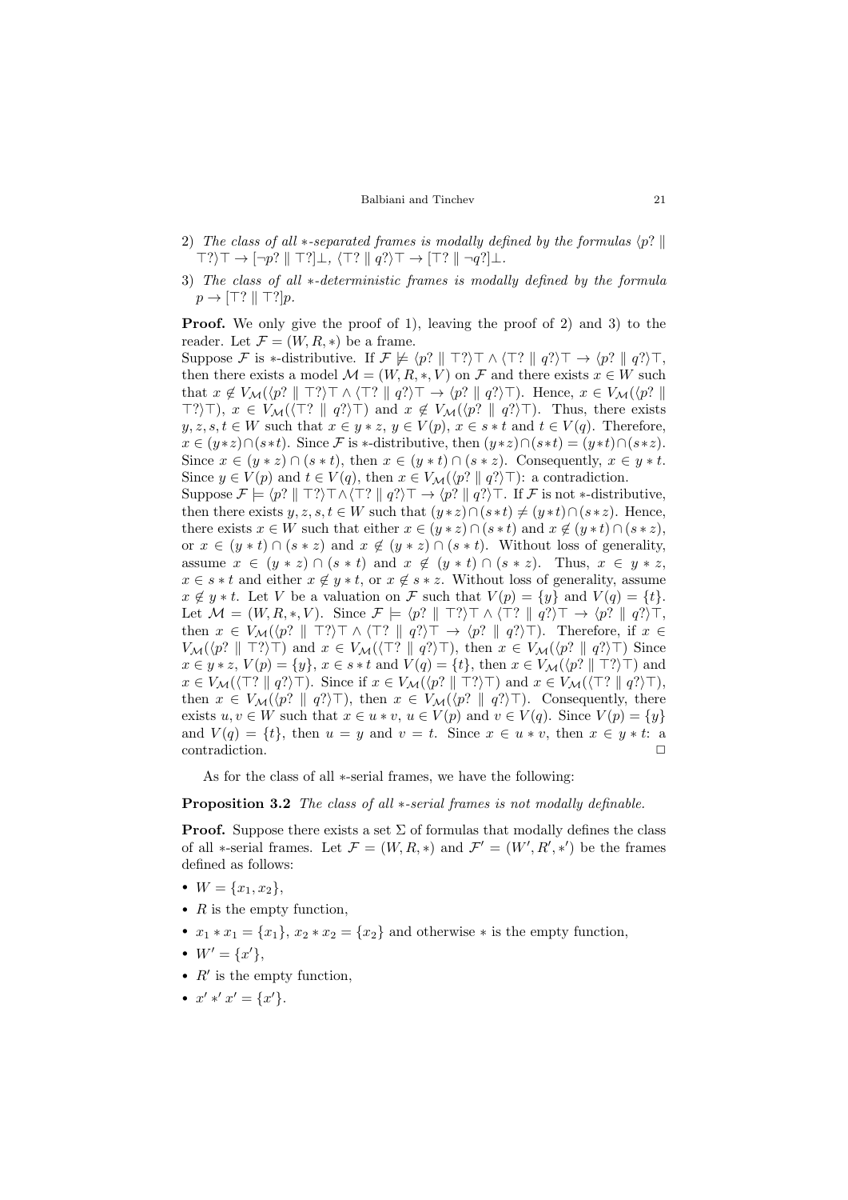2) *The class of all ∗-separated frames is modally defined by the formulas* $\langle p? \parallel \top?\rangle\top \to [\neg p? \parallel \top?]\bot$, $\langle \top? \parallel q?\rangle\top \to [\top? \parallel \neg q?]\bot$.

3) *The class of all ∗-deterministic frames is modally defined by the formula* $p \to [\top? \parallel \top?]p$.

**Proof.** We only give the proof of 1), leaving the proof of 2) and 3) to the reader. Let $\mathcal{F} = (W, R, *)$ be a frame.

Suppose $\mathcal{F}$ is ∗-distributive. If $\mathcal{F} \not\models \langle p? \parallel \top?\rangle\top \wedge \langle \top? \parallel q?\rangle\top \to \langle p? \parallel q?\rangle\top$, then there exists a model $\mathcal{M} = (W, R, *, V)$ on $\mathcal{F}$ and there exists $x \in W$ such that $x \notin V_{\mathcal{M}}(\langle p? \parallel \top?\rangle\top \wedge \langle \top? \parallel q?\rangle\top \to \langle p? \parallel q?\rangle\top)$. Hence, $x \in V_{\mathcal{M}}(\langle p? \parallel \top?\rangle\top)$, $x \in V_{\mathcal{M}}(\langle \top? \parallel q?\rangle\top)$ and $x \notin V_{\mathcal{M}}(\langle p? \parallel q?\rangle\top)$. Thus, there exists $y, z, s, t \in W$ such that $x \in y * z$, $y \in V(p)$, $x \in s * t$ and $t \in V(q)$. Therefore, $x \in (y*z) \cap (s*t)$. Since $\mathcal{F}$ is ∗-distributive, then $(y*z) \cap (s*t) = (y*t) \cap (s*z)$. Since $x \in (y*z) \cap (s*t)$, then $x \in (y*t) \cap (s*z)$. Consequently, $x \in y*t$. Since $y \in V(p)$ and $t \in V(q)$, then $x \in V_{\mathcal{M}}(\langle p? \parallel q?\rangle\top)$: a contradiction.

Suppose $\mathcal{F} \models \langle p? \parallel \top?\rangle\top \wedge \langle \top? \parallel q?\rangle\top \to \langle p? \parallel q?\rangle\top$. If $\mathcal{F}$ is not ∗-distributive, then there exists $y, z, s, t \in W$ such that $(y*z) \cap (s*t) \neq (y*t) \cap (s*z)$. Hence, there exists $x \in W$ such that either $x \in (y*z) \cap (s*t)$ and $x \notin (y*t) \cap (s*z)$, or $x \in (y*t) \cap (s*z)$ and $x \notin (y*z) \cap (s*t)$. Without loss of generality, assume $x \in (y*z) \cap (s*t)$ and $x \notin (y*t) \cap (s*z)$. Thus, $x \in y*z$, $x \in s*t$ and either $x \notin y*t$, or $x \notin s*z$. Without loss of generality, assume $x \notin y*t$. Let $V$ be a valuation on $\mathcal{F}$ such that $V(p) = \{y\}$ and $V(q) = \{t\}$. Let $\mathcal{M} = (W, R, *, V)$. Since $\mathcal{F} \models \langle p? \parallel \top?\rangle\top \wedge \langle \top? \parallel q?\rangle\top \to \langle p? \parallel q?\rangle\top$, then $x \in V_{\mathcal{M}}(\langle p? \parallel \top?\rangle\top \wedge \langle \top? \parallel q?\rangle\top \to \langle p? \parallel q?\rangle\top)$. Therefore, if $x \in V_{\mathcal{M}}(\langle p? \parallel \top?\rangle\top)$ and $x \in V_{\mathcal{M}}(\langle \top? \parallel q?\rangle\top)$, then $x \in V_{\mathcal{M}}(\langle p? \parallel q?\rangle\top)$ Since $x \in y*z$, $V(p) = \{y\}$, $x \in s*t$ and $V(q) = \{t\}$, then $x \in V_{\mathcal{M}}(\langle p? \parallel \top?\rangle\top)$ and $x \in V_{\mathcal{M}}(\langle \top? \parallel q?\rangle\top)$. Since if $x \in V_{\mathcal{M}}(\langle p? \parallel \top?\rangle\top)$ and $x \in V_{\mathcal{M}}(\langle \top? \parallel q?\rangle\top)$, then $x \in V_{\mathcal{M}}(\langle p? \parallel q?\rangle\top)$, then $x \in V_{\mathcal{M}}(\langle p? \parallel q?\rangle\top)$. Consequently, there exists $u, v \in W$ such that $x \in u*v$, $u \in V(p)$ and $v \in V(q)$. Since $V(p) = \{y\}$ and $V(q) = \{t\}$, then $u = y$ and $v = t$. Since $x \in u*v$, then $x \in y*t$: a contradiction. $\Box$

As for the class of all ∗-serial frames, we have the following:

**Proposition 3.2** *The class of all ∗-serial frames is not modally definable.*

**Proof.** Suppose there exists a set $\Sigma$ of formulas that modally defines the class of all ∗-serial frames. Let $\mathcal{F} = (W, R, *)$ and $\mathcal{F}' = (W', R', *')$ be the frames defined as follows:

- $W = \{x_1, x_2\}$,
- $R$ is the empty function,
- $x_1 * x_1 = \{x_1\}$, $x_2 * x_2 = \{x_2\}$ and otherwise $*$ is the empty function,
- $W' = \{x'\}$,
- $R'$ is the empty function,
- $x' *' x' = \{x'\}$.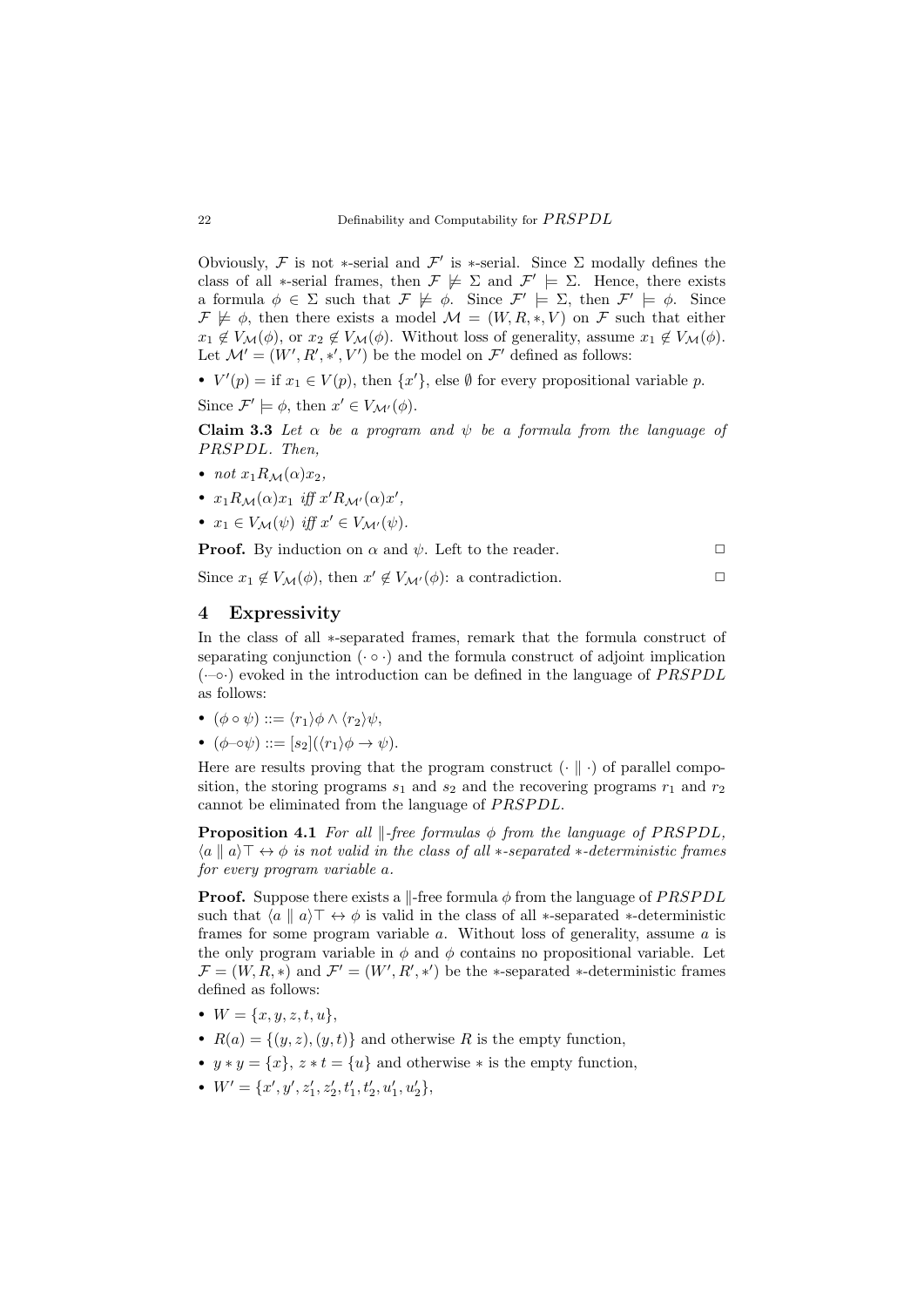Obviously, $\mathcal{F}$ is not $*$-serial and $\mathcal{F}'$ is $*$-serial. Since $\Sigma$ modally defines the class of all $*$-serial frames, then $\mathcal{F} \not\models \Sigma$ and $\mathcal{F}' \models \Sigma$. Hence, there exists a formula $\phi \in \Sigma$ such that $\mathcal{F} \not\models \phi$. Since $\mathcal{F}' \models \Sigma$, then $\mathcal{F}' \models \phi$. Since $\mathcal{F} \not\models \phi$, then there exists a model $\mathcal{M} = (W, R, *, V)$ on $\mathcal{F}$ such that either $x_1 \notin V_{\mathcal{M}}(\phi)$, or $x_2 \notin V_{\mathcal{M}}(\phi)$. Without loss of generality, assume $x_1 \notin V_{\mathcal{M}}(\phi)$. Let $\mathcal{M}' = (W', R', *', V')$ be the model on $\mathcal{F}'$ defined as follows:

- $V'(p) =$ if $x_1 \in V(p)$, then $\{x'\}$, else $\emptyset$ for every propositional variable $p$.

Since $\mathcal{F}' \models \phi$, then $x' \in V_{\mathcal{M}'}(\phi)$.

**Claim 3.3** *Let $\alpha$ be a program and $\psi$ be a formula from the language of $PRSPDL$. Then,*

- *not $x_1 R_{\mathcal{M}}(\alpha) x_2$,*
- *$x_1 R_{\mathcal{M}}(\alpha) x_1$ iff $x' R_{\mathcal{M}'}(\alpha) x'$,*
- *$x_1 \in V_{\mathcal{M}}(\psi)$ iff $x' \in V_{\mathcal{M}'}(\psi)$.*

**Proof.** By induction on $\alpha$ and $\psi$. Left to the reader. □

Since $x_1 \notin V_{\mathcal{M}}(\phi)$, then $x' \notin V_{\mathcal{M}'}(\phi)$: a contradiction. □

## 4 Expressivity

In the class of all $*$-separated frames, remark that the formula construct of separating conjunction $(\cdot \circ \cdot)$ and the formula construct of adjoint implication $(\cdot \!\!-\!\!\circ \cdot)$ evoked in the introduction can be defined in the language of $PRSPDL$ as follows:

- $(\phi \circ \psi) ::= \langle r_1 \rangle \phi \wedge \langle r_2 \rangle \psi$,
- $(\phi \!-\!\!\circ \psi) ::= [s_2](\langle r_1 \rangle \phi \to \psi)$.

Here are results proving that the program construct $(\cdot \parallel \cdot)$ of parallel composition, the storing programs $s_1$ and $s_2$ and the recovering programs $r_1$ and $r_2$ cannot be eliminated from the language of $PRSPDL$.

**Proposition 4.1** *For all $\parallel$-free formulas $\phi$ from the language of $PRSPDL$, $\langle a \parallel a \rangle \top \leftrightarrow \phi$ is not valid in the class of all $*$-separated $*$-deterministic frames for every program variable $a$.*

**Proof.** Suppose there exists a $\parallel$-free formula $\phi$ from the language of $PRSPDL$ such that $\langle a \parallel a \rangle \top \leftrightarrow \phi$ is valid in the class of all $*$-separated $*$-deterministic frames for some program variable $a$. Without loss of generality, assume $a$ is the only program variable in $\phi$ and $\phi$ contains no propositional variable. Let $\mathcal{F} = (W, R, *)$ and $\mathcal{F}' = (W', R', *')$ be the $*$-separated $*$-deterministic frames defined as follows:

- $W = \{x, y, z, t, u\}$,
- $R(a) = \{(y, z), (y, t)\}$ and otherwise $R$ is the empty function,
- $y * y = \{x\}$, $z * t = \{u\}$ and otherwise $*$ is the empty function,
- $W' = \{x', y', z'_1, z'_2, t'_1, t'_2, u'_1, u'_2\}$,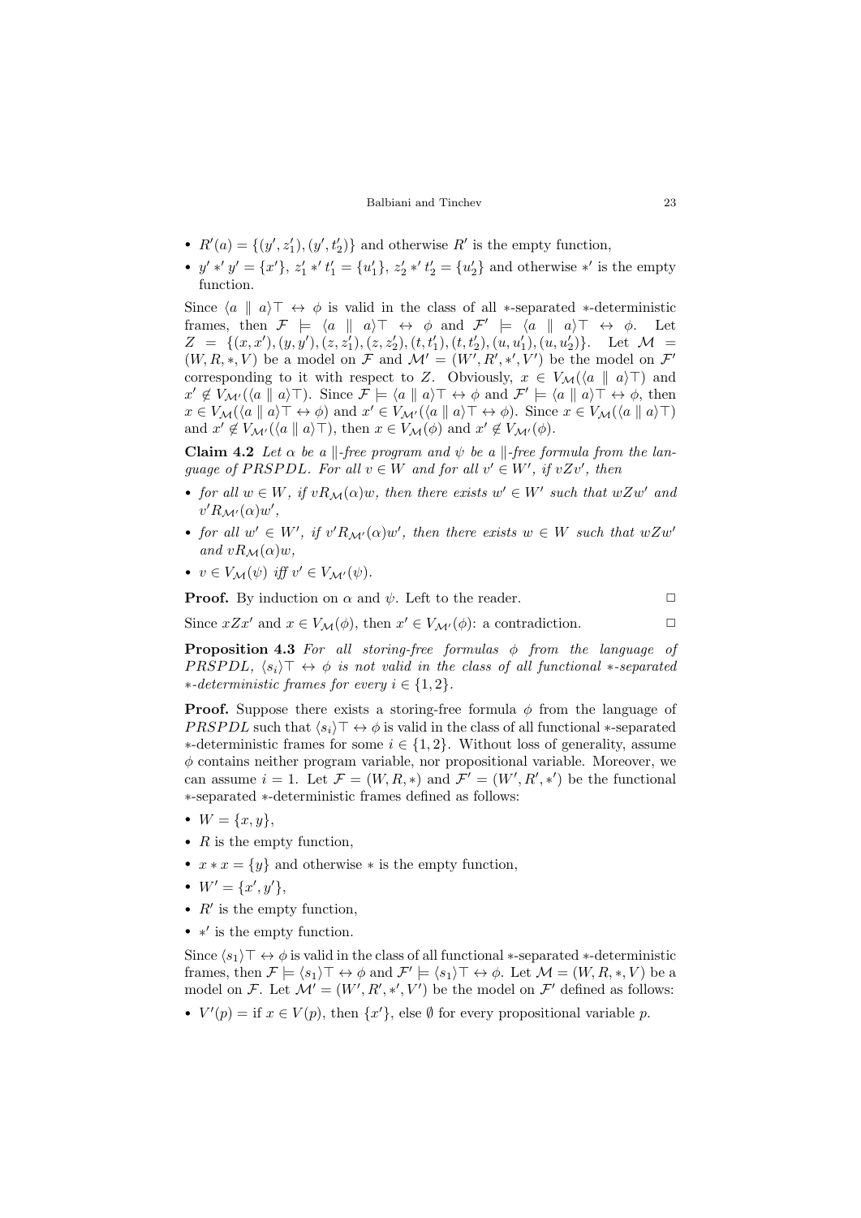- $R'(a) = \{(y', z'_1), (y', t'_2)\}$ and otherwise $R'$ is the empty function,
- $y' *' y' = \{x'\}$, $z'_1 *' t'_1 = \{u'_1\}$, $z'_2 *' t'_2 = \{u'_2\}$ and otherwise $*'$ is the empty function.

Since $\langle a \parallel a \rangle \top \leftrightarrow \phi$ is valid in the class of all $*$-separated $*$-deterministic frames, then $\mathcal{F} \models \langle a \parallel a \rangle \top \leftrightarrow \phi$ and $\mathcal{F}' \models \langle a \parallel a \rangle \top \leftrightarrow \phi$. Let $Z = \{(x, x'), (y, y'), (z, z'_1), (z, z'_2), (t, t'_1), (t, t'_2), (u, u'_1), (u, u'_2)\}$. Let $\mathcal{M} = (W, R, *, V)$ be a model on $\mathcal{F}$ and $\mathcal{M}' = (W', R', *', V')$ be the model on $\mathcal{F}'$ corresponding to it with respect to $Z$. Obviously, $x \in V_{\mathcal{M}}(\langle a \parallel a \rangle \top)$ and $x' \notin V_{\mathcal{M}'}(\langle a \parallel a \rangle \top)$. Since $\mathcal{F} \models \langle a \parallel a \rangle \top \leftrightarrow \phi$ and $\mathcal{F}' \models \langle a \parallel a \rangle \top \leftrightarrow \phi$, then $x \in V_{\mathcal{M}}(\langle a \parallel a \rangle \top \leftrightarrow \phi)$ and $x' \in V_{\mathcal{M}'}(\langle a \parallel a \rangle \top \leftrightarrow \phi)$. Since $x \in V_{\mathcal{M}}(\langle a \parallel a \rangle \top)$ and $x' \notin V_{\mathcal{M}'}(\langle a \parallel a \rangle \top)$, then $x \in V_{\mathcal{M}}(\phi)$ and $x' \notin V_{\mathcal{M}'}(\phi)$.

**Claim 4.2** *Let $\alpha$ be a $\parallel$-free program and $\psi$ be a $\parallel$-free formula from the language of $PRSPDL$. For all $v \in W$ and for all $v' \in W'$, if $vZv'$, then*

- *for all $w \in W$, if $vR_{\mathcal{M}}(\alpha)w$, then there exists $w' \in W'$ such that $wZw'$ and $v'R_{\mathcal{M}'}(\alpha)w'$,*
- *for all $w' \in W'$, if $v'R_{\mathcal{M}'}(\alpha)w'$, then there exists $w \in W$ such that $wZw'$ and $vR_{\mathcal{M}}(\alpha)w$,*
- *$v \in V_{\mathcal{M}}(\psi)$ iff $v' \in V_{\mathcal{M}'}(\psi)$.*

**Proof.** By induction on $\alpha$ and $\psi$. Left to the reader. □

Since $xZx'$ and $x \in V_{\mathcal{M}}(\phi)$, then $x' \in V_{\mathcal{M}'}(\phi)$: a contradiction. □

**Proposition 4.3** *For all storing-free formulas $\phi$ from the language of $PRSPDL$, $\langle s_i \rangle \top \leftrightarrow \phi$ is not valid in the class of all functional $*$-separated $*$-deterministic frames for every $i \in \{1, 2\}$.*

**Proof.** Suppose there exists a storing-free formula $\phi$ from the language of $PRSPDL$ such that $\langle s_i \rangle \top \leftrightarrow \phi$ is valid in the class of all functional $*$-separated $*$-deterministic frames for some $i \in \{1, 2\}$. Without loss of generality, assume $\phi$ contains neither program variable, nor propositional variable. Moreover, we can assume $i = 1$. Let $\mathcal{F} = (W, R, *)$ and $\mathcal{F}' = (W', R', *')$ be the functional $*$-separated $*$-deterministic frames defined as follows:

- $W = \{x, y\}$,
- $R$ is the empty function,
- $x * x = \{y\}$ and otherwise $*$ is the empty function,
- $W' = \{x', y'\}$,
- $R'$ is the empty function,
- $*'$ is the empty function.

Since $\langle s_1 \rangle \top \leftrightarrow \phi$ is valid in the class of all functional $*$-separated $*$-deterministic frames, then $\mathcal{F} \models \langle s_1 \rangle \top \leftrightarrow \phi$ and $\mathcal{F}' \models \langle s_1 \rangle \top \leftrightarrow \phi$. Let $\mathcal{M} = (W, R, *, V)$ be a model on $\mathcal{F}$. Let $\mathcal{M}' = (W', R', *', V')$ be the model on $\mathcal{F}'$ defined as follows:

- $V'(p) =$ if $x \in V(p)$, then $\{x'\}$, else $\emptyset$ for every propositional variable $p$.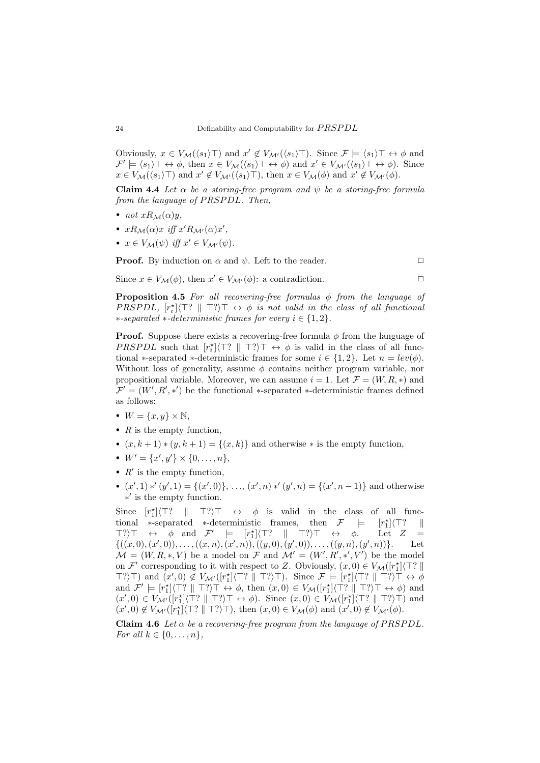Obviously, $x \in V_{\mathcal{M}}(\langle s_1 \rangle \top)$ and $x' \notin V_{\mathcal{M}'}(\langle s_1 \rangle \top)$. Since $\mathcal{F} \models \langle s_1 \rangle \top \leftrightarrow \phi$ and $\mathcal{F}' \models \langle s_1 \rangle \top \leftrightarrow \phi$, then $x \in V_{\mathcal{M}}(\langle s_1 \rangle \top \leftrightarrow \phi)$ and $x' \in V_{\mathcal{M}'}(\langle s_1 \rangle \top \leftrightarrow \phi)$. Since $x \in V_{\mathcal{M}}(\langle s_1 \rangle \top)$ and $x' \notin V_{\mathcal{M}'}(\langle s_1 \rangle \top)$, then $x \in V_{\mathcal{M}}(\phi)$ and $x' \notin V_{\mathcal{M}'}(\phi)$.

**Claim 4.4** *Let $\alpha$ be a storing-free program and $\psi$ be a storing-free formula from the language of $PRSPDL$. Then,*

- *not $xR_{\mathcal{M}}(\alpha)y$,*
- *$xR_{\mathcal{M}}(\alpha)x$ iff $x'R_{\mathcal{M}'}(\alpha)x'$,*
- *$x \in V_{\mathcal{M}}(\psi)$ iff $x' \in V_{\mathcal{M}'}(\psi)$.*

**Proof.** By induction on $\alpha$ and $\psi$. Left to the reader. □

Since $x \in V_{\mathcal{M}}(\phi)$, then $x' \in V_{\mathcal{M}'}(\phi)$: a contradiction. □

**Proposition 4.5** *For all recovering-free formulas $\phi$ from the language of $PRSPDL$, $[r_i^\star]\langle \top? \parallel \top? \rangle \top \leftrightarrow \phi$ is not valid in the class of all functional $*$-separated $*$-deterministic frames for every $i \in \{1, 2\}$.*

**Proof.** Suppose there exists a recovering-free formula $\phi$ from the language of $PRSPDL$ such that $[r_i^\star]\langle \top? \parallel \top? \rangle \top \leftrightarrow \phi$ is valid in the class of all functional $*$-separated $*$-deterministic frames for some $i \in \{1, 2\}$. Let $n = lev(\phi)$. Without loss of generality, assume $\phi$ contains neither program variable, nor propositional variable. Moreover, we can assume $i = 1$. Let $\mathcal{F} = (W, R, *)$ and $\mathcal{F}' = (W', R', *')$ be the functional $*$-separated $*$-deterministic frames defined as follows:

- $W = \{x, y\} \times \mathbb{N}$,
- $R$ is the empty function,
- $(x, k+1) * (y, k+1) = \{(x, k)\}$ and otherwise $*$ is the empty function,
- $W' = \{x', y'\} \times \{0, \ldots, n\}$,
- $R'$ is the empty function,
- $(x', 1) *' (y', 1) = \{(x', 0)\}$, $\ldots$, $(x', n) *' (y', n) = \{(x', n-1)\}$ and otherwise $*'$ is the empty function.

Since $[r_1^\star]\langle \top? \parallel \top? \rangle \top \leftrightarrow \phi$ is valid in the class of all functional $*$-separated $*$-deterministic frames, then $\mathcal{F} \models [r_1^\star]\langle \top? \parallel \top? \rangle \top \leftrightarrow \phi$ and $\mathcal{F}' \models [r_1^\star]\langle \top? \parallel \top? \rangle \top \leftrightarrow \phi$. Let $Z = \{((x, 0), (x', 0)), \ldots, ((x, n), (x', n)), ((y, 0), (y', 0)), \ldots, ((y, n), (y', n))\}$. Let $\mathcal{M} = (W, R, *, V)$ be a model on $\mathcal{F}$ and $\mathcal{M}' = (W', R', *', V')$ be the model on $\mathcal{F}'$ corresponding to it with respect to $Z$. Obviously, $(x, 0) \in V_{\mathcal{M}}([r_1^\star]\langle \top? \parallel \top? \rangle \top)$ and $(x', 0) \notin V_{\mathcal{M}'}([r_1^\star]\langle \top? \parallel \top? \rangle \top)$. Since $\mathcal{F} \models [r_1^\star]\langle \top? \parallel \top? \rangle \top \leftrightarrow \phi$ and $\mathcal{F}' \models [r_1^\star]\langle \top? \parallel \top? \rangle \top \leftrightarrow \phi$, then $(x, 0) \in V_{\mathcal{M}}([r_1^\star]\langle \top? \parallel \top? \rangle \top \leftrightarrow \phi)$ and $(x', 0) \in V_{\mathcal{M}'}([r_1^\star]\langle \top? \parallel \top? \rangle \top \leftrightarrow \phi)$. Since $(x, 0) \in V_{\mathcal{M}}([r_1^\star]\langle \top? \parallel \top? \rangle \top)$ and $(x', 0) \notin V_{\mathcal{M}'}([r_1^\star]\langle \top? \parallel \top? \rangle \top)$, then $(x, 0) \in V_{\mathcal{M}}(\phi)$ and $(x', 0) \notin V_{\mathcal{M}'}(\phi)$.

**Claim 4.6** *Let $\alpha$ be a recovering-free program from the language of $PRSPDL$. For all $k \in \{0, \ldots, n\}$,*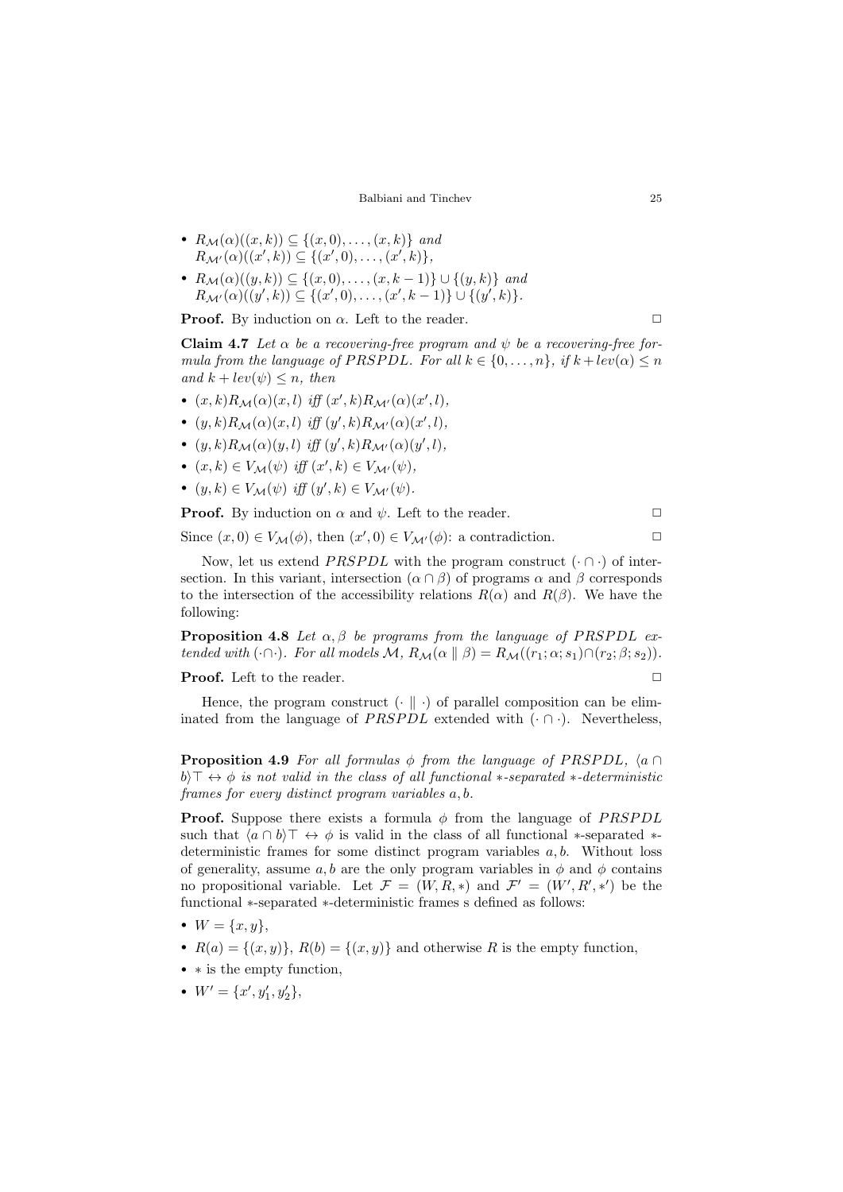- $R_{\mathcal{M}}(\alpha)((x,k)) \subseteq \{(x,0),\ldots,(x,k)\}$ *and* $R_{\mathcal{M}'}(\alpha)((x',k)) \subseteq \{(x',0),\ldots,(x',k)\}$,
- $R_{\mathcal{M}}(\alpha)((y,k)) \subseteq \{(x,0),\ldots,(x,k-1)\} \cup \{(y,k)\}$ *and* $R_{\mathcal{M}'}(\alpha)((y',k)) \subseteq \{(x',0),\ldots,(x',k-1)\} \cup \{(y',k)\}$.

**Proof.** By induction on $\alpha$. Left to the reader. $\Box$

**Claim 4.7** *Let $\alpha$ be a recovering-free program and $\psi$ be a recovering-free formula from the language of $PRSPDL$. For all $k \in \{0,\ldots,n\}$, if $k + lev(\alpha) \leq n$ and $k + lev(\psi) \leq n$, then*

- $(x,k)R_{\mathcal{M}}(\alpha)(x,l)$ *iff* $(x',k)R_{\mathcal{M}'}(\alpha)(x',l)$,
- $(y,k)R_{\mathcal{M}}(\alpha)(x,l)$ *iff* $(y',k)R_{\mathcal{M}'}(\alpha)(x',l)$,
- $(y,k)R_{\mathcal{M}}(\alpha)(y,l)$ *iff* $(y',k)R_{\mathcal{M}'}(\alpha)(y',l)$,
- $(x,k) \in V_{\mathcal{M}}(\psi)$ *iff* $(x',k) \in V_{\mathcal{M}'}(\psi)$,
- $(y,k) \in V_{\mathcal{M}}(\psi)$ *iff* $(y',k) \in V_{\mathcal{M}'}(\psi)$.

**Proof.** By induction on $\alpha$ and $\psi$. Left to the reader. $\Box$

Since $(x,0) \in V_{\mathcal{M}}(\phi)$, then $(x',0) \in V_{\mathcal{M}'}(\phi)$: a contradiction. $\Box$

Now, let us extend $PRSPDL$ with the program construct $(\cdot \cap \cdot)$ of intersection. In this variant, intersection $(\alpha \cap \beta)$ of programs $\alpha$ and $\beta$ corresponds to the intersection of the accessibility relations $R(\alpha)$ and $R(\beta)$. We have the following:

**Proposition 4.8** *Let $\alpha, \beta$ be programs from the language of $PRSPDL$ extended with $(\cdot \cap \cdot)$. For all models $\mathcal{M}$, $R_{\mathcal{M}}(\alpha \parallel \beta) = R_{\mathcal{M}}((r_1;\alpha;s_1) \cap (r_2;\beta;s_2))$.*

**Proof.** Left to the reader. $\Box$

Hence, the program construct $(\cdot \parallel \cdot)$ of parallel composition can be eliminated from the language of $PRSPDL$ extended with $(\cdot \cap \cdot)$. Nevertheless,

**Proposition 4.9** *For all formulas $\phi$ from the language of $PRSPDL$, $\langle a \cap b\rangle\top \leftrightarrow \phi$ is not valid in the class of all functional $*$-separated $*$-deterministic frames for every distinct program variables $a, b$.*

**Proof.** Suppose there exists a formula $\phi$ from the language of $PRSPDL$ such that $\langle a \cap b\rangle\top \leftrightarrow \phi$ is valid in the class of all functional $*$-separated $*$-deterministic frames for some distinct program variables $a, b$. Without loss of generality, assume $a, b$ are the only program variables in $\phi$ and $\phi$ contains no propositional variable. Let $\mathcal{F} = (W, R, *)$ and $\mathcal{F}' = (W', R', *')$ be the functional $*$-separated $*$-deterministic frames s defined as follows:

- $W = \{x, y\}$,
- $R(a) = \{(x,y)\}$, $R(b) = \{(x,y)\}$ and otherwise $R$ is the empty function,
- $*$ is the empty function,
- $W' = \{x', y'_1, y'_2\}$,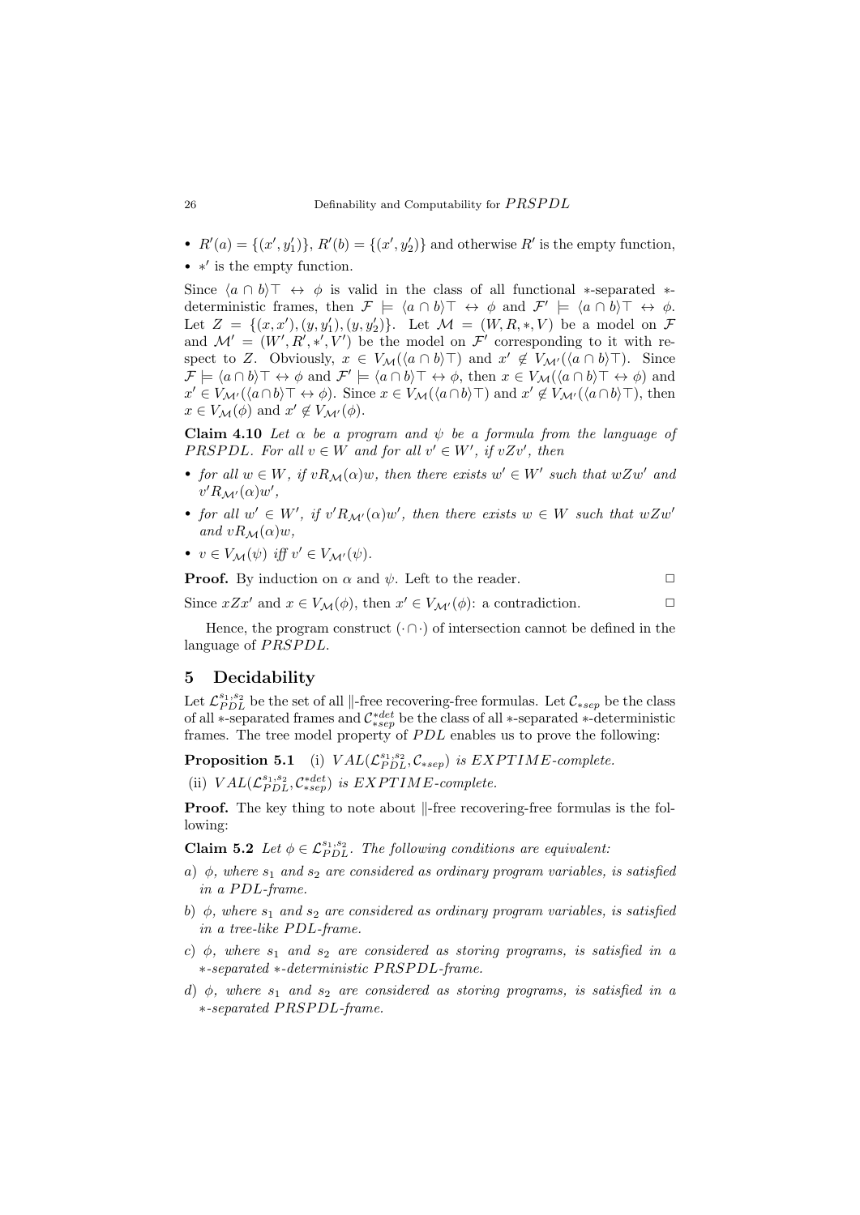- $R'(a) = \{(x', y_1')\}$, $R'(b) = \{(x', y_2')\}$ and otherwise $R'$ is the empty function,
- $*'$ is the empty function.

Since $\langle a \cap b \rangle \top \leftrightarrow \phi$ is valid in the class of all functional $*$-separated $*$-deterministic frames, then $\mathcal{F} \models \langle a \cap b \rangle \top \leftrightarrow \phi$ and $\mathcal{F}' \models \langle a \cap b \rangle \top \leftrightarrow \phi$. Let $Z = \{(x, x'), (y, y_1'), (y, y_2')\}$. Let $\mathcal{M} = (W, R, *, V)$ be a model on $\mathcal{F}$ and $\mathcal{M}' = (W', R', *', V')$ be the model on $\mathcal{F}'$ corresponding to it with respect to $Z$. Obviously, $x \in V_{\mathcal{M}}(\langle a \cap b \rangle \top)$ and $x' \notin V_{\mathcal{M}'}(\langle a \cap b \rangle \top)$. Since $\mathcal{F} \models \langle a \cap b \rangle \top \leftrightarrow \phi$ and $\mathcal{F}' \models \langle a \cap b \rangle \top \leftrightarrow \phi$, then $x \in V_{\mathcal{M}}(\langle a \cap b \rangle \top \leftrightarrow \phi)$ and $x' \in V_{\mathcal{M}'}(\langle a \cap b \rangle \top \leftrightarrow \phi)$. Since $x \in V_{\mathcal{M}}(\langle a \cap b \rangle \top)$ and $x' \notin V_{\mathcal{M}'}(\langle a \cap b \rangle \top)$, then $x \in V_{\mathcal{M}}(\phi)$ and $x' \notin V_{\mathcal{M}'}(\phi)$.

**Claim 4.10** *Let $\alpha$ be a program and $\psi$ be a formula from the language of $PRSPDL$. For all $v \in W$ and for all $v' \in W'$, if $vZv'$, then*

- *for all $w \in W$, if $vR_{\mathcal{M}}(\alpha)w$, then there exists $w' \in W'$ such that $wZw'$ and $v'R_{\mathcal{M}'}(\alpha)w'$,*
- *for all $w' \in W'$, if $v'R_{\mathcal{M}'}(\alpha)w'$, then there exists $w \in W$ such that $wZw'$ and $vR_{\mathcal{M}}(\alpha)w$,*
- *$v \in V_{\mathcal{M}}(\psi)$ iff $v' \in V_{\mathcal{M}'}(\psi)$.*

**Proof.** By induction on $\alpha$ and $\psi$. Left to the reader. ◻

Since $xZx'$ and $x \in V_{\mathcal{M}}(\phi)$, then $x' \in V_{\mathcal{M}'}(\phi)$: a contradiction. ◻

Hence, the program construct $(\cdot \cap \cdot)$ of intersection cannot be defined in the language of $PRSPDL$.

## 5 Decidability

Let $\mathcal{L}_{PDL}^{s_1,s_2}$ be the set of all $\|$-free recovering-free formulas. Let $\mathcal{C}_{*sep}$ be the class of all $*$-separated frames and $\mathcal{C}_{*sep}^{*det}$ be the class of all $*$-separated $*$-deterministic frames. The tree model property of $PDL$ enables us to prove the following:

**Proposition 5.1** (i) *$VAL(\mathcal{L}_{PDL}^{s_1,s_2}, \mathcal{C}_{*sep})$ is $EXPTIME$-complete.*

(ii) *$VAL(\mathcal{L}_{PDL}^{s_1,s_2}, \mathcal{C}_{*sep}^{*det})$ is $EXPTIME$-complete.*

**Proof.** The key thing to note about $\|$-free recovering-free formulas is the following:

**Claim 5.2** *Let $\phi \in \mathcal{L}_{PDL}^{s_1,s_2}$. The following conditions are equivalent:*

*a) $\phi$, where $s_1$ and $s_2$ are considered as ordinary program variables, is satisfied in a $PDL$-frame.*

*b) $\phi$, where $s_1$ and $s_2$ are considered as ordinary program variables, is satisfied in a tree-like $PDL$-frame.*

*c) $\phi$, where $s_1$ and $s_2$ are considered as storing programs, is satisfied in a $*$-separated $*$-deterministic $PRSPDL$-frame.*

*d) $\phi$, where $s_1$ and $s_2$ are considered as storing programs, is satisfied in a $*$-separated $PRSPDL$-frame.*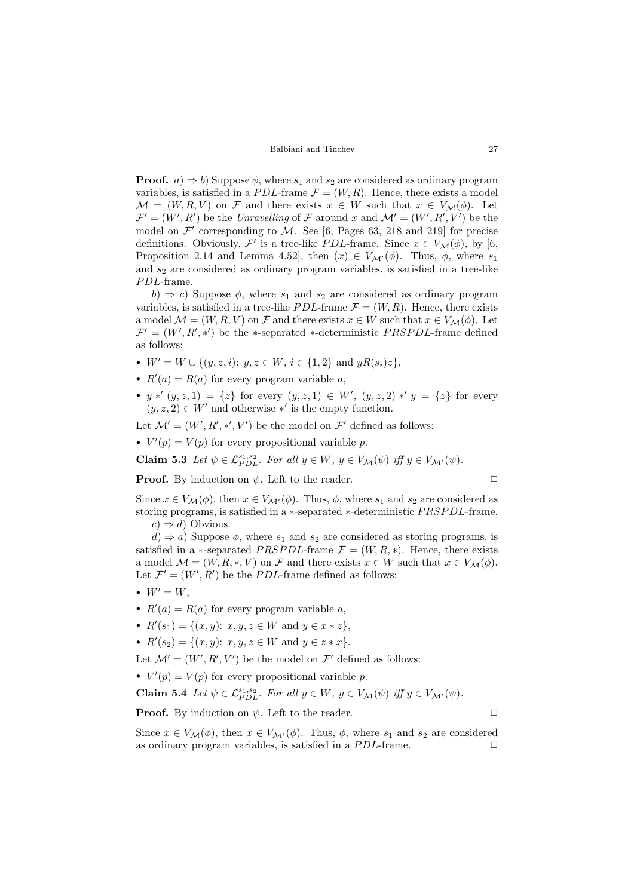**Proof.** $a) \Rightarrow b)$ Suppose $\phi$, where $s_1$ and $s_2$ are considered as ordinary program variables, is satisfied in a $PDL$-frame $\mathcal{F} = (W, R)$. Hence, there exists a model $\mathcal{M} = (W, R, V)$ on $\mathcal{F}$ and there exists $x \in W$ such that $x \in V_{\mathcal{M}}(\phi)$. Let $\mathcal{F}' = (W', R')$ be the *Unravelling* of $\mathcal{F}$ around $x$ and $\mathcal{M}' = (W', R', V')$ be the model on $\mathcal{F}'$ corresponding to $\mathcal{M}$. See [6, Pages 63, 218 and 219] for precise definitions. Obviously, $\mathcal{F}'$ is a tree-like $PDL$-frame. Since $x \in V_{\mathcal{M}}(\phi)$, by [6, Proposition 2.14 and Lemma 4.52], then $(x) \in V_{\mathcal{M}'}(\phi)$. Thus, $\phi$, where $s_1$ and $s_2$ are considered as ordinary program variables, is satisfied in a tree-like $PDL$-frame.

$b) \Rightarrow c)$ Suppose $\phi$, where $s_1$ and $s_2$ are considered as ordinary program variables, is satisfied in a tree-like $PDL$-frame $\mathcal{F} = (W, R)$. Hence, there exists a model $\mathcal{M} = (W, R, V)$ on $\mathcal{F}$ and there exists $x \in W$ such that $x \in V_{\mathcal{M}}(\phi)$. Let $\mathcal{F}' = (W', R', *')$ be the $*$-separated $*$-deterministic $PRSPDL$-frame defined as follows:

- $W' = W \cup \{(y, z, i)\colon\ y, z \in W,\ i \in \{1, 2\} \text{ and } yR(s_i)z\}$,
- $R'(a) = R(a)$ for every program variable $a$,
- $y *' (y, z, 1) = \{z\}$ for every $(y, z, 1) \in W'$, $(y, z, 2) *' y = \{z\}$ for every $(y, z, 2) \in W'$ and otherwise $*'$ is the empty function.

Let $\mathcal{M}' = (W', R', *', V')$ be the model on $\mathcal{F}'$ defined as follows:

- $V'(p) = V(p)$ for every propositional variable $p$.

**Claim 5.3** *Let $\psi \in \mathcal{L}^{s_1,s_2}_{PDL}$. For all $y \in W$, $y \in V_{\mathcal{M}}(\psi)$ iff $y \in V_{\mathcal{M}'}(\psi)$.*

**Proof.** By induction on $\psi$. Left to the reader. ◻

Since $x \in V_{\mathcal{M}}(\phi)$, then $x \in V_{\mathcal{M}'}(\phi)$. Thus, $\phi$, where $s_1$ and $s_2$ are considered as storing programs, is satisfied in a $*$-separated $*$-deterministic $PRSPDL$-frame.

$c) \Rightarrow d)$ Obvious.

$d) \Rightarrow a)$ Suppose $\phi$, where $s_1$ and $s_2$ are considered as storing programs, is satisfied in a $*$-separated $PRSPDL$-frame $\mathcal{F} = (W, R, *)$. Hence, there exists a model $\mathcal{M} = (W, R, *, V)$ on $\mathcal{F}$ and there exists $x \in W$ such that $x \in V_{\mathcal{M}}(\phi)$. Let $\mathcal{F}' = (W', R')$ be the $PDL$-frame defined as follows:

- $W' = W$,
- $R'(a) = R(a)$ for every program variable $a$,
- $R'(s_1) = \{(x, y)\colon\ x, y, z \in W \text{ and } y \in x * z\}$,
- $R'(s_2) = \{(x, y)\colon\ x, y, z \in W \text{ and } y \in z * x\}$.

Let $\mathcal{M}' = (W', R', V')$ be the model on $\mathcal{F}'$ defined as follows:

- $V'(p) = V(p)$ for every propositional variable $p$.

**Claim 5.4** *Let $\psi \in \mathcal{L}^{s_1,s_2}_{PDL}$. For all $y \in W$, $y \in V_{\mathcal{M}}(\psi)$ iff $y \in V_{\mathcal{M}'}(\psi)$.*

**Proof.** By induction on $\psi$. Left to the reader. ◻

Since $x \in V_{\mathcal{M}}(\phi)$, then $x \in V_{\mathcal{M}'}(\phi)$. Thus, $\phi$, where $s_1$ and $s_2$ are considered as ordinary program variables, is satisfied in a $PDL$-frame. ◻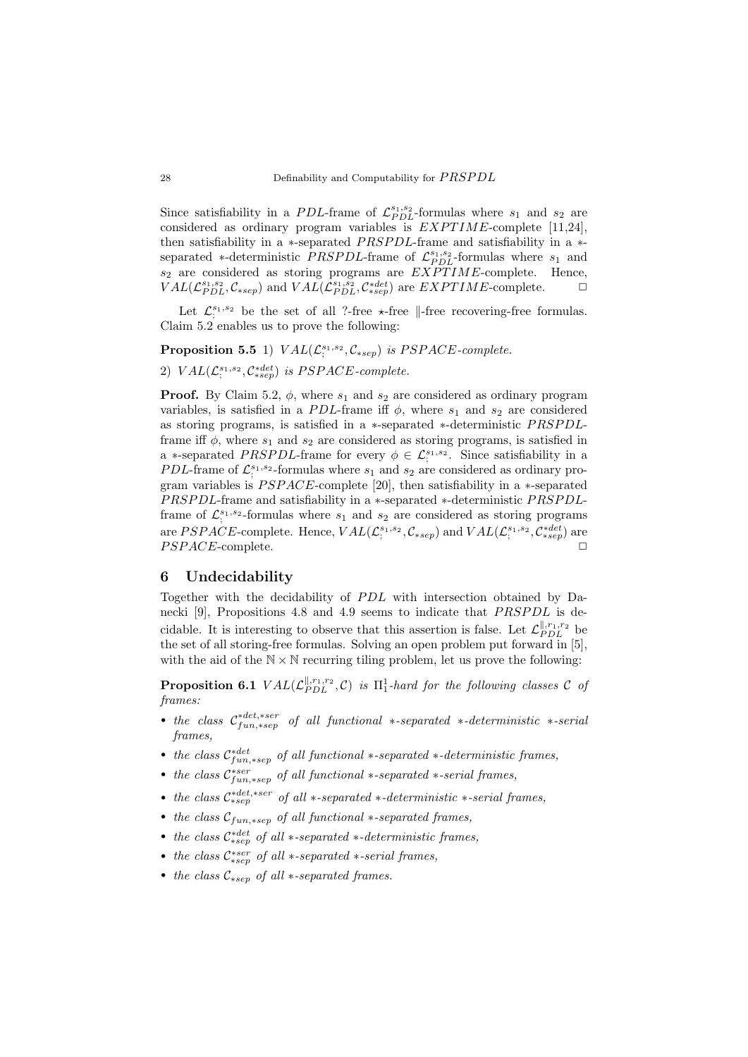Since satisfiability in a $PDL$-frame of $\mathcal{L}_{PDL}^{s_1,s_2}$-formulas where $s_1$ and $s_2$ are considered as ordinary program variables is $EXPTIME$-complete [11,24], then satisfiability in a $*$-separated $PRSPDL$-frame and satisfiability in a $*$-separated $*$-deterministic $PRSPDL$-frame of $\mathcal{L}_{PDL}^{s_1,s_2}$-formulas where $s_1$ and $s_2$ are considered as storing programs are $EXPTIME$-complete. Hence, $VAL(\mathcal{L}_{PDL}^{s_1,s_2}, \mathcal{C}_{*sep})$ and $VAL(\mathcal{L}_{PDL}^{s_1,s_2}, \mathcal{C}_{*sep}^{*det})$ are $EXPTIME$-complete. □

Let $\mathcal{L}_{;}^{s_1,s_2}$ be the set of all ?-free $\star$-free $\|$-free recovering-free formulas. Claim 5.2 enables us to prove the following:

**Proposition 5.5** *1) $VAL(\mathcal{L}_{;}^{s_1,s_2}, \mathcal{C}_{*sep})$ is $PSPACE$-complete.*

*2) $VAL(\mathcal{L}_{;}^{s_1,s_2}, \mathcal{C}_{*sep}^{*det})$ is $PSPACE$-complete.*

**Proof.** By Claim 5.2, $\phi$, where $s_1$ and $s_2$ are considered as ordinary program variables, is satisfied in a $PDL$-frame iff $\phi$, where $s_1$ and $s_2$ are considered as storing programs, is satisfied in a $*$-separated $*$-deterministic $PRSPDL$-frame iff $\phi$, where $s_1$ and $s_2$ are considered as storing programs, is satisfied in a $*$-separated $PRSPDL$-frame for every $\phi \in \mathcal{L}_{;}^{s_1,s_2}$. Since satisfiability in a $PDL$-frame of $\mathcal{L}_{;}^{s_1,s_2}$-formulas where $s_1$ and $s_2$ are considered as ordinary program variables is $PSPACE$-complete [20], then satisfiability in a $*$-separated $PRSPDL$-frame and satisfiability in a $*$-separated $*$-deterministic $PRSPDL$-frame of $\mathcal{L}_{;}^{s_1,s_2}$-formulas where $s_1$ and $s_2$ are considered as storing programs are $PSPACE$-complete. Hence, $VAL(\mathcal{L}_{;}^{s_1,s_2}, \mathcal{C}_{*sep})$ and $VAL(\mathcal{L}_{;}^{s_1,s_2}, \mathcal{C}_{*sep}^{*det})$ are $PSPACE$-complete. □

## 6 Undecidability

Together with the decidability of $PDL$ with intersection obtained by Danecki [9], Propositions 4.8 and 4.9 seems to indicate that $PRSPDL$ is decidable. It is interesting to observe that this assertion is false. Let $\mathcal{L}_{PDL}^{\|,r_1,r_2}$ be the set of all storing-free formulas. Solving an open problem put forward in [5], with the aid of the $\mathbb{N} \times \mathbb{N}$ recurring tiling problem, let us prove the following:

**Proposition 6.1** *$VAL(\mathcal{L}_{PDL}^{\|,r_1,r_2}, \mathcal{C})$ is $\Pi_1^1$-hard for the following classes $\mathcal{C}$ of frames:*

- *the class $\mathcal{C}_{fun,*sep}^{*det,*ser}$ of all functional $*$-separated $*$-deterministic $*$-serial frames,*
- *the class $\mathcal{C}_{fun,*sep}^{*det}$ of all functional $*$-separated $*$-deterministic frames,*
- *the class $\mathcal{C}_{fun,*sep}^{*ser}$ of all functional $*$-separated $*$-serial frames,*
- *the class $\mathcal{C}_{*sep}^{*det,*ser}$ of all $*$-separated $*$-deterministic $*$-serial frames,*
- *the class $\mathcal{C}_{fun,*sep}$ of all functional $*$-separated frames,*
- *the class $\mathcal{C}_{*sep}^{*det}$ of all $*$-separated $*$-deterministic frames,*
- *the class $\mathcal{C}_{*sep}^{*ser}$ of all $*$-separated $*$-serial frames,*
- *the class $\mathcal{C}_{*sep}$ of all $*$-separated frames.*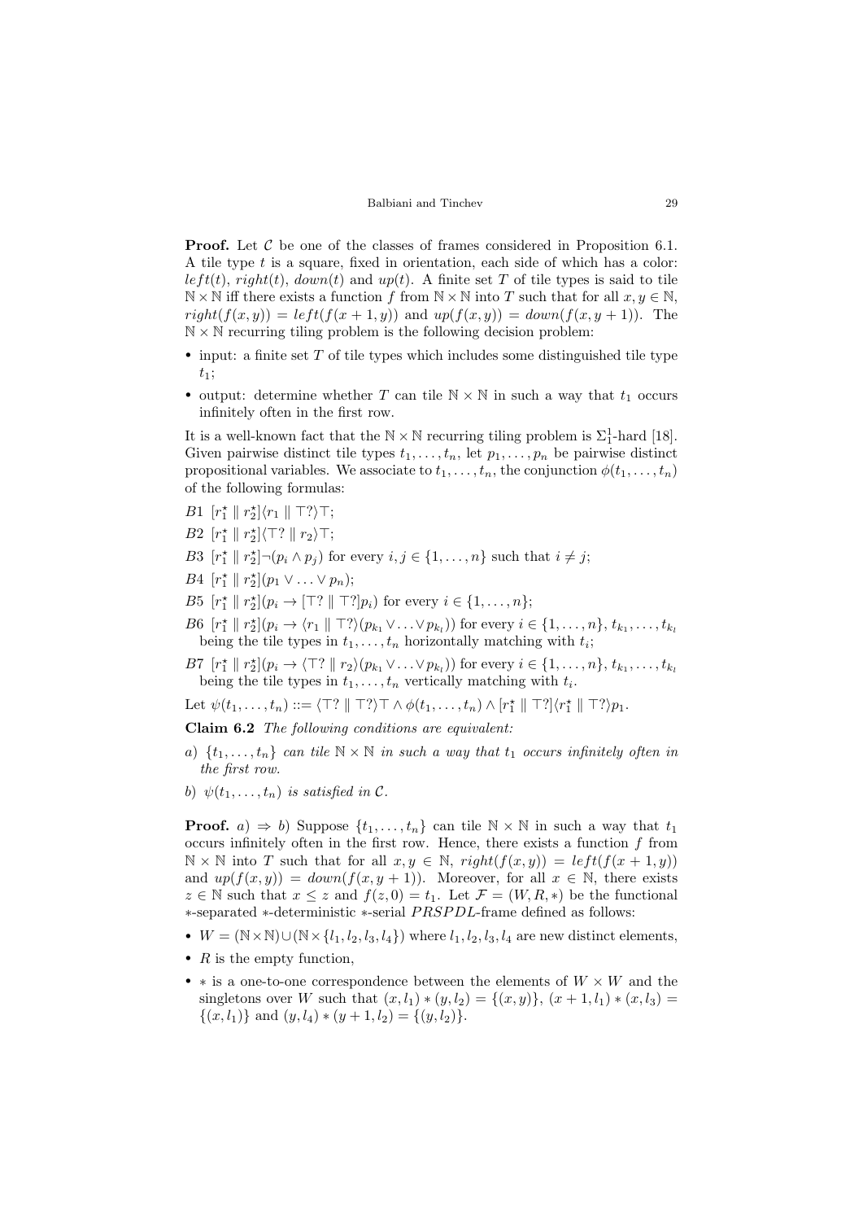**Proof.** Let $\mathcal{C}$ be one of the classes of frames considered in Proposition 6.1. A tile type $t$ is a square, fixed in orientation, each side of which has a color: $left(t)$, $right(t)$, $down(t)$ and $up(t)$. A finite set $T$ of tile types is said to tile $\mathbb{N} \times \mathbb{N}$ iff there exists a function $f$ from $\mathbb{N} \times \mathbb{N}$ into $T$ such that for all $x, y \in \mathbb{N}$, $right(f(x, y)) = left(f(x + 1, y))$ and $up(f(x, y)) = down(f(x, y + 1))$. The $\mathbb{N} \times \mathbb{N}$ recurring tiling problem is the following decision problem:

- input: a finite set $T$ of tile types which includes some distinguished tile type $t_1$;
- output: determine whether $T$ can tile $\mathbb{N} \times \mathbb{N}$ in such a way that $t_1$ occurs infinitely often in the first row.

It is a well-known fact that the $\mathbb{N} \times \mathbb{N}$ recurring tiling problem is $\Sigma^1_1$-hard [18]. Given pairwise distinct tile types $t_1, \ldots, t_n$, let $p_1, \ldots, p_n$ be pairwise distinct propositional variables. We associate to $t_1, \ldots, t_n$, the conjunction $\phi(t_1, \ldots, t_n)$ of the following formulas:

B1 $[r_1^\star \parallel r_2^\star]\langle r_1 \parallel \top?\rangle\top$;

B2 $[r_1^\star \parallel r_2^\star]\langle \top? \parallel r_2\rangle\top$;

B3 $[r_1^\star \parallel r_2^\star]\neg(p_i \wedge p_j)$ for every $i, j \in \{1, \ldots, n\}$ such that $i \neq j$;

B4 $[r_1^\star \parallel r_2^\star](p_1 \vee \ldots \vee p_n)$;

B5 $[r_1^\star \parallel r_2^\star](p_i \rightarrow [\top? \parallel \top?]p_i)$ for every $i \in \{1, \ldots, n\}$;

B6 $[r_1^\star \parallel r_2^\star](p_i \rightarrow \langle r_1 \parallel \top?\rangle(p_{k_1} \vee \ldots \vee p_{k_l}))$ for every $i \in \{1, \ldots, n\}$, $t_{k_1}, \ldots, t_{k_l}$ being the tile types in $t_1, \ldots, t_n$ horizontally matching with $t_i$;

B7 $[r_1^\star \parallel r_2^\star](p_i \rightarrow \langle \top? \parallel r_2\rangle(p_{k_1} \vee \ldots \vee p_{k_l}))$ for every $i \in \{1, \ldots, n\}$, $t_{k_1}, \ldots, t_{k_l}$ being the tile types in $t_1, \ldots, t_n$ vertically matching with $t_i$.

Let $\psi(t_1, \ldots, t_n) ::= \langle \top? \parallel \top?\rangle\top \wedge \phi(t_1, \ldots, t_n) \wedge [r_1^\star \parallel \top?]\langle r_1^\star \parallel \top?\rangle p_1$.

**Claim 6.2** *The following conditions are equivalent:*

*a) $\{t_1, \ldots, t_n\}$ can tile $\mathbb{N} \times \mathbb{N}$ in such a way that $t_1$ occurs infinitely often in the first row.*

*b) $\psi(t_1, \ldots, t_n)$ is satisfied in $\mathcal{C}$.*

**Proof.** *a)* $\Rightarrow$ *b)* Suppose $\{t_1, \ldots, t_n\}$ can tile $\mathbb{N} \times \mathbb{N}$ in such a way that $t_1$ occurs infinitely often in the first row. Hence, there exists a function $f$ from $\mathbb{N} \times \mathbb{N}$ into $T$ such that for all $x, y \in \mathbb{N}$, $right(f(x, y)) = left(f(x + 1, y))$ and $up(f(x, y)) = down(f(x, y + 1))$. Moreover, for all $x \in \mathbb{N}$, there exists $z \in \mathbb{N}$ such that $x \leq z$ and $f(z, 0) = t_1$. Let $\mathcal{F} = (W, R, *)$ be the functional $*$-separated $*$-deterministic $*$-serial $PRSPDL$-frame defined as follows:

- $W = (\mathbb{N} \times \mathbb{N}) \cup (\mathbb{N} \times \{l_1, l_2, l_3, l_4\})$ where $l_1, l_2, l_3, l_4$ are new distinct elements,
- $R$ is the empty function,
- $*$ is a one-to-one correspondence between the elements of $W \times W$ and the singletons over $W$ such that $(x, l_1) * (y, l_2) = \{(x, y)\}$, $(x + 1, l_1) * (x, l_3) = \{(x, l_1)\}$ and $(y, l_4) * (y + 1, l_2) = \{(y, l_2)\}$.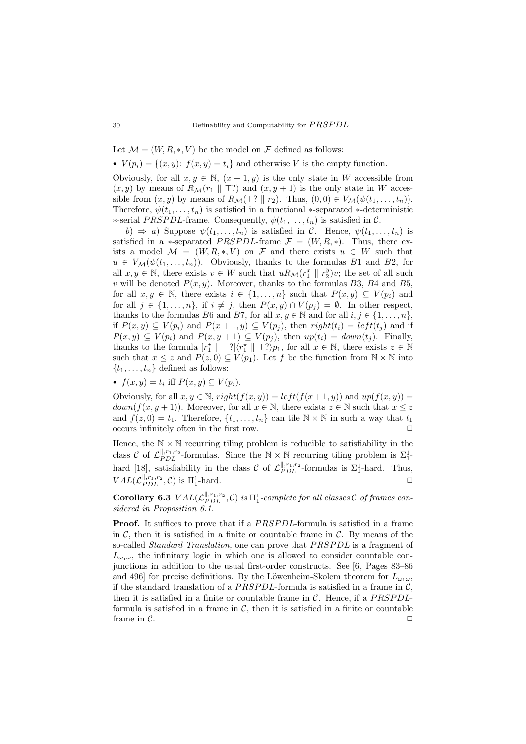Let $\mathcal{M} = (W, R, *, V)$ be the model on $\mathcal{F}$ defined as follows:

- $V(p_i) = \{(x, y)\colon f(x, y) = t_i\}$ and otherwise $V$ is the empty function.

Obviously, for all $x, y \in \mathbb{N}$, $(x+1, y)$ is the only state in $W$ accessible from $(x, y)$ by means of $R_{\mathcal{M}}(r_1 \parallel \top?)$ and $(x, y+1)$ is the only state in $W$ accessible from $(x, y)$ by means of $R_{\mathcal{M}}(\top? \parallel r_2)$. Thus, $(0, 0) \in V_{\mathcal{M}}(\psi(t_1, \ldots, t_n))$. Therefore, $\psi(t_1, \ldots, t_n)$ is satisfied in a functional $*$-separated $*$-deterministic $*$-serial $PRSPDL$-frame. Consequently, $\psi(t_1, \ldots, t_n)$ is satisfied in $\mathcal{C}$.

*b)* $\Rightarrow$ *a)* Suppose $\psi(t_1, \ldots, t_n)$ is satisfied in $\mathcal{C}$. Hence, $\psi(t_1, \ldots, t_n)$ is satisfied in a $*$-separated $PRSPDL$-frame $\mathcal{F} = (W, R, *)$. Thus, there exists a model $\mathcal{M} = (W, R, *, V)$ on $\mathcal{F}$ and there exists $u \in W$ such that $u \in V_{\mathcal{M}}(\psi(t_1, \ldots, t_n))$. Obviously, thanks to the formulas $B1$ and $B2$, for all $x, y \in \mathbb{N}$, there exists $v \in W$ such that $uR_{\mathcal{M}}(r_1^x \parallel r_2^y)v$; the set of all such $v$ will be denoted $P(x, y)$. Moreover, thanks to the formulas $B3$, $B4$ and $B5$, for all $x, y \in \mathbb{N}$, there exists $i \in \{1, \ldots, n\}$ such that $P(x, y) \subseteq V(p_i)$ and for all $j \in \{1, \ldots, n\}$, if $i \neq j$, then $P(x, y) \cap V(p_j) = \emptyset$. In other respect, thanks to the formulas $B6$ and $B7$, for all $x, y \in \mathbb{N}$ and for all $i, j \in \{1, \ldots, n\}$, if $P(x, y) \subseteq V(p_i)$ and $P(x+1, y) \subseteq V(p_j)$, then $right(t_i) = left(t_j)$ and if $P(x, y) \subseteq V(p_i)$ and $P(x, y+1) \subseteq V(p_j)$, then $up(t_i) = down(t_j)$. Finally, thanks to the formula $[r_1^\star \parallel \top?]\langle r_1^\star \parallel \top?\rangle p_1$, for all $x \in \mathbb{N}$, there exists $z \in \mathbb{N}$ such that $x \leq z$ and $P(z, 0) \subseteq V(p_1)$. Let $f$ be the function from $\mathbb{N} \times \mathbb{N}$ into $\{t_1, \ldots, t_n\}$ defined as follows:

- $f(x, y) = t_i$ iff $P(x, y) \subseteq V(p_i)$.

Obviously, for all $x, y \in \mathbb{N}$, $right(f(x, y)) = left(f(x+1, y))$ and $up(f(x, y)) = down(f(x, y+1))$. Moreover, for all $x \in \mathbb{N}$, there exists $z \in \mathbb{N}$ such that $x \leq z$ and $f(z, 0) = t_1$. Therefore, $\{t_1, \ldots, t_n\}$ can tile $\mathbb{N} \times \mathbb{N}$ in such a way that $t_1$ occurs infinitely often in the first row. $\square$

Hence, the $\mathbb{N} \times \mathbb{N}$ recurring tiling problem is reducible to satisfiability in the class $\mathcal{C}$ of $\mathcal{L}_{PDL}^{\parallel, r_1, r_2}$-formulas. Since the $\mathbb{N} \times \mathbb{N}$ recurring tiling problem is $\Sigma_1^1$-hard [18], satisfiability in the class $\mathcal{C}$ of $\mathcal{L}_{PDL}^{\parallel, r_1, r_2}$-formulas is $\Sigma_1^1$-hard. Thus, $VAL(\mathcal{L}_{PDL}^{\parallel, r_1, r_2}, \mathcal{C})$ is $\Pi_1^1$-hard. $\square$

**Corollary 6.3** *$VAL(\mathcal{L}_{PDL}^{\parallel, r_1, r_2}, \mathcal{C})$ is $\Pi_1^1$-complete for all classes $\mathcal{C}$ of frames considered in Proposition 6.1.*

**Proof.** It suffices to prove that if a $PRSPDL$-formula is satisfied in a frame in $\mathcal{C}$, then it is satisfied in a finite or countable frame in $\mathcal{C}$. By means of the so-called *Standard Translation*, one can prove that $PRSPDL$ is a fragment of $L_{\omega_1\omega}$, the infinitary logic in which one is allowed to consider countable conjunctions in addition to the usual first-order constructs. See [6, Pages 83–86 and 496] for precise definitions. By the Löwenheim-Skolem theorem for $L_{\omega_1\omega}$, if the standard translation of a $PRSPDL$-formula is satisfied in a frame in $\mathcal{C}$, then it is satisfied in a finite or countable frame in $\mathcal{C}$. Hence, if a $PRSPDL$-formula is satisfied in a frame in $\mathcal{C}$, then it is satisfied in a finite or countable frame in $\mathcal{C}$. $\square$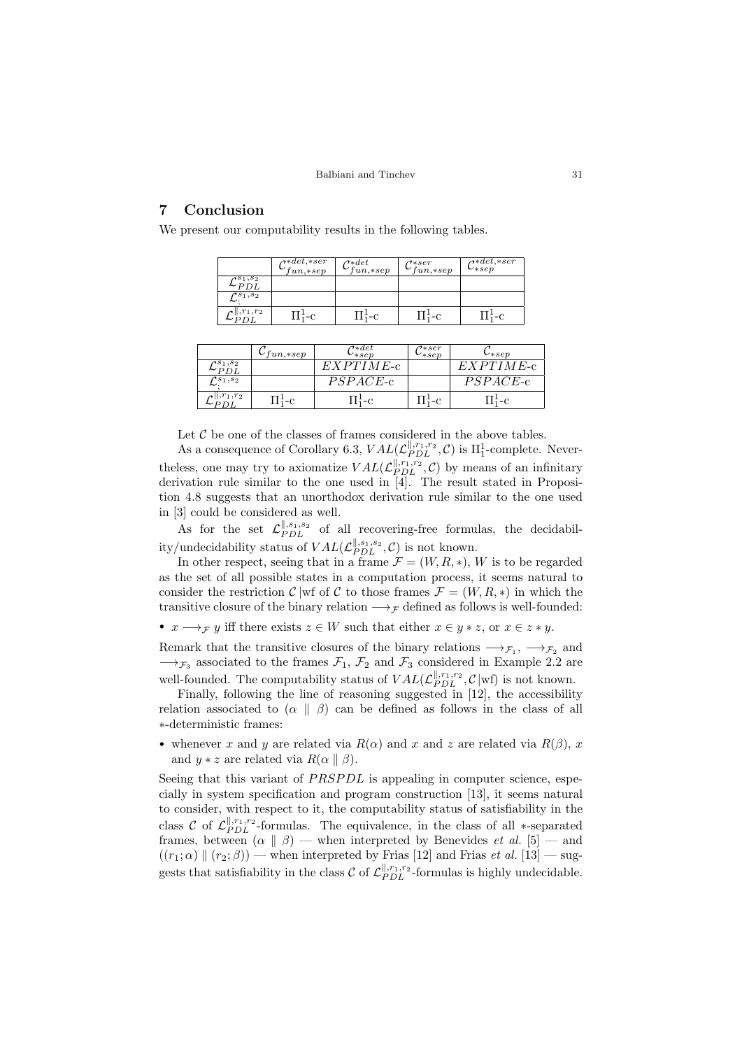## 7 Conclusion

We present our computability results in the following tables.

| | $\mathcal{C}^{*det,*ser}_{fun,*sep}$ | $\mathcal{C}^{*det}_{fun,*sep}$ | $\mathcal{C}^{*ser}_{fun,*sep}$ | $\mathcal{C}^{*det,*ser}_{*sep}$ |
|---|---|---|---|---|
| $\mathcal{L}^{s_1,s_2}_{PDL}$ | | | | |
| $\mathcal{L}^{s_1,s_2}_{;}$ | | | | |
| $\mathcal{L}^{\|,r_1,r_2}_{PDL}$ | $\Pi^1_1$-c | $\Pi^1_1$-c | $\Pi^1_1$-c | $\Pi^1_1$-c |

| | $\mathcal{C}_{fun,*sep}$ | $\mathcal{C}^{*det}_{*sep}$ | $\mathcal{C}^{*ser}_{*sep}$ | $\mathcal{C}_{*sep}$ |
|---|---|---|---|---|
| $\mathcal{L}^{s_1,s_2}_{PDL}$ | | $EXPTIME$-c | | $EXPTIME$-c |
| $\mathcal{L}^{s_1,s_2}_{;}$ | | $PSPACE$-c | | $PSPACE$-c |
| $\mathcal{L}^{\|,r_1,r_2}_{PDL}$ | $\Pi^1_1$-c | $\Pi^1_1$-c | $\Pi^1_1$-c | $\Pi^1_1$-c |

Let $\mathcal{C}$ be one of the classes of frames considered in the above tables.

As a consequence of Corollary 6.3, $VAL(\mathcal{L}^{\|,r_1,r_2}_{PDL}, \mathcal{C})$ is $\Pi^1_1$-complete. Nevertheless, one may try to axiomatize $VAL(\mathcal{L}^{\|,r_1,r_2}_{PDL}, \mathcal{C})$ by means of an infinitary derivation rule similar to the one used in [4]. The result stated in Proposition 4.8 suggests that an unorthodox derivation rule similar to the one used in [3] could be considered as well.

As for the set $\mathcal{L}^{\|,s_1,s_2}_{PDL}$ of all recovering-free formulas, the decidability/undecidability status of $VAL(\mathcal{L}^{\|,s_1,s_2}_{PDL}, \mathcal{C})$ is not known.

In other respect, seeing that in a frame $\mathcal{F} = (W, R, *)$, $W$ is to be regarded as the set of all possible states in a computation process, it seems natural to consider the restriction $\mathcal{C}\,|\text{wf}$ of $\mathcal{C}$ to those frames $\mathcal{F} = (W, R, *)$ in which the transitive closure of the binary relation $\longrightarrow_{\mathcal{F}}$ defined as follows is well-founded:

- $x \longrightarrow_{\mathcal{F}} y$ iff there exists $z \in W$ such that either $x \in y * z$, or $x \in z * y$.

Remark that the transitive closures of the binary relations $\longrightarrow_{\mathcal{F}_1}$, $\longrightarrow_{\mathcal{F}_2}$ and $\longrightarrow_{\mathcal{F}_3}$ associated to the frames $\mathcal{F}_1$, $\mathcal{F}_2$ and $\mathcal{F}_3$ considered in Example 2.2 are well-founded. The computability status of $VAL(\mathcal{L}^{\|,r_1,r_2}_{PDL}, \mathcal{C}\,|\text{wf})$ is not known.

Finally, following the line of reasoning suggested in [12], the accessibility relation associated to $(\alpha \parallel \beta)$ can be defined as follows in the class of all $*$-deterministic frames:

- whenever $x$ and $y$ are related via $R(\alpha)$ and $x$ and $z$ are related via $R(\beta)$, $x$ and $y * z$ are related via $R(\alpha \parallel \beta)$.

Seeing that this variant of $PRSPDL$ is appealing in computer science, especially in system specification and program construction [13], it seems natural to consider, with respect to it, the computability status of satisfiability in the class $\mathcal{C}$ of $\mathcal{L}^{\|,r_1,r_2}_{PDL}$-formulas. The equivalence, in the class of all $*$-separated frames, between $(\alpha \parallel \beta)$ — when interpreted by Benevides *et al.* [5] — and $((r_1; \alpha) \parallel (r_2; \beta))$ — when interpreted by Frias [12] and Frias *et al.* [13] — suggests that satisfiability in the class $\mathcal{C}$ of $\mathcal{L}^{\|,r_1,r_2}_{PDL}$-formulas is highly undecidable.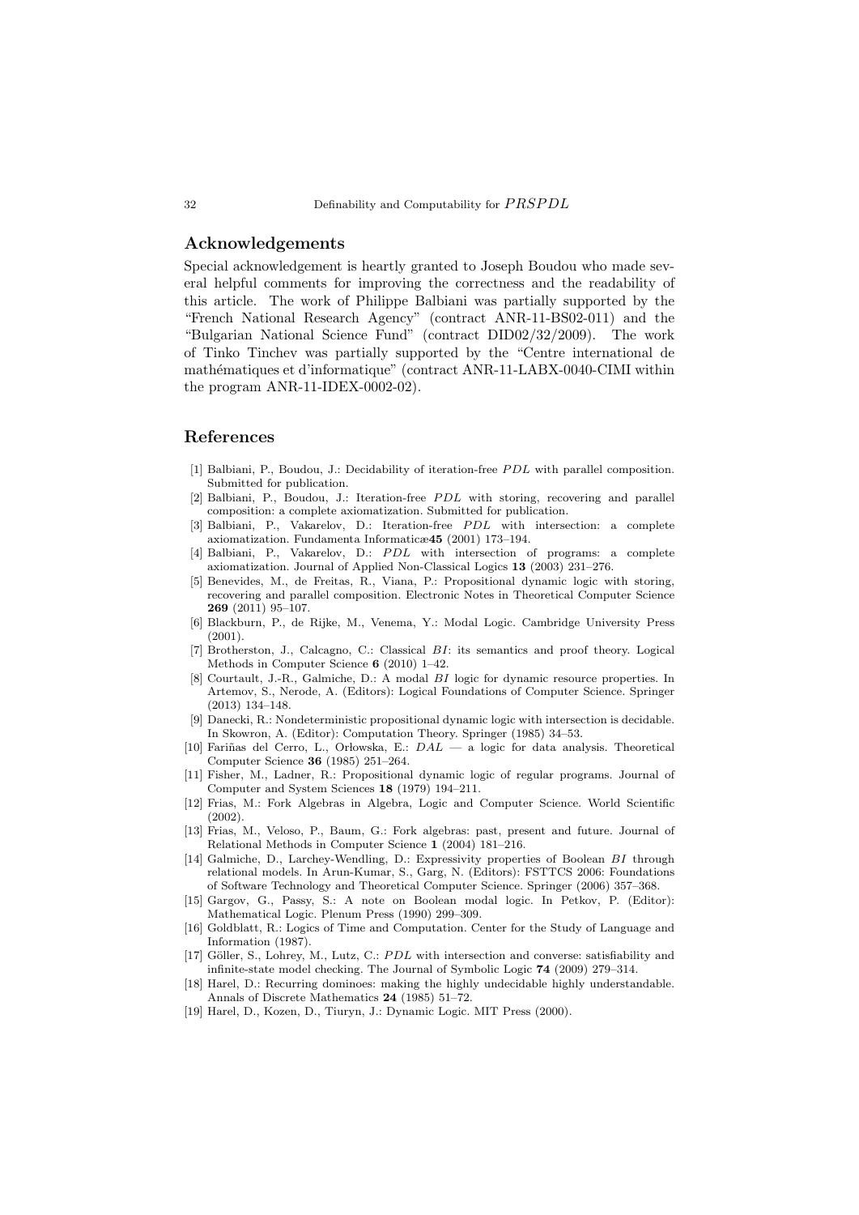## Acknowledgements

Special acknowledgement is heartly granted to Joseph Boudou who made several helpful comments for improving the correctness and the readability of this article. The work of Philippe Balbiani was partially supported by the "French National Research Agency" (contract ANR-11-BS02-011) and the "Bulgarian National Science Fund" (contract DID02/32/2009). The work of Tinko Tinchev was partially supported by the "Centre international de mathématiques et d'informatique" (contract ANR-11-LABX-0040-CIMI within the program ANR-11-IDEX-0002-02).

## References

[1] Balbiani, P., Boudou, J.: Decidability of iteration-free $PDL$ with parallel composition. Submitted for publication.

[2] Balbiani, P., Boudou, J.: Iteration-free $PDL$ with storing, recovering and parallel composition: a complete axiomatization. Submitted for publication.

[3] Balbiani, P., Vakarelov, D.: Iteration-free $PDL$ with intersection: a complete axiomatization. Fundamenta Informaticæ **45** (2001) 173–194.

[4] Balbiani, P., Vakarelov, D.: $PDL$ with intersection of programs: a complete axiomatization. Journal of Applied Non-Classical Logics **13** (2003) 231–276.

[5] Benevides, M., de Freitas, R., Viana, P.: Propositional dynamic logic with storing, recovering and parallel composition. Electronic Notes in Theoretical Computer Science **269** (2011) 95–107.

[6] Blackburn, P., de Rijke, M., Venema, Y.: Modal Logic. Cambridge University Press (2001).

[7] Brotherston, J., Calcagno, C.: Classical $BI$: its semantics and proof theory. Logical Methods in Computer Science **6** (2010) 1–42.

[8] Courtault, J.-R., Galmiche, D.: A modal $BI$ logic for dynamic resource properties. In Artemov, S., Nerode, A. (Editors): Logical Foundations of Computer Science. Springer (2013) 134–148.

[9] Danecki, R.: Nondeterministic propositional dynamic logic with intersection is decidable. In Skowron, A. (Editor): Computation Theory. Springer (1985) 34–53.

[10] Fariñas del Cerro, L., Orłowska, E.: $DAL$ — a logic for data analysis. Theoretical Computer Science **36** (1985) 251–264.

[11] Fisher, M., Ladner, R.: Propositional dynamic logic of regular programs. Journal of Computer and System Sciences **18** (1979) 194–211.

[12] Frias, M.: Fork Algebras in Algebra, Logic and Computer Science. World Scientific (2002).

[13] Frias, M., Veloso, P., Baum, G.: Fork algebras: past, present and future. Journal of Relational Methods in Computer Science **1** (2004) 181–216.

[14] Galmiche, D., Larchey-Wendling, D.: Expressivity properties of Boolean $BI$ through relational models. In Arun-Kumar, S., Garg, N. (Editors): FSTTCS 2006: Foundations of Software Technology and Theoretical Computer Science. Springer (2006) 357–368.

[15] Gargov, G., Passy, S.: A note on Boolean modal logic. In Petkov, P. (Editor): Mathematical Logic. Plenum Press (1990) 299–309.

[16] Goldblatt, R.: Logics of Time and Computation. Center for the Study of Language and Information (1987).

[17] Göller, S., Lohrey, M., Lutz, C.: $PDL$ with intersection and converse: satisfiability and infinite-state model checking. The Journal of Symbolic Logic **74** (2009) 279–314.

[18] Harel, D.: Recurring dominoes: making the highly undecidable highly understandable. Annals of Discrete Mathematics **24** (1985) 51–72.

[19] Harel, D., Kozen, D., Tiuryn, J.: Dynamic Logic. MIT Press (2000).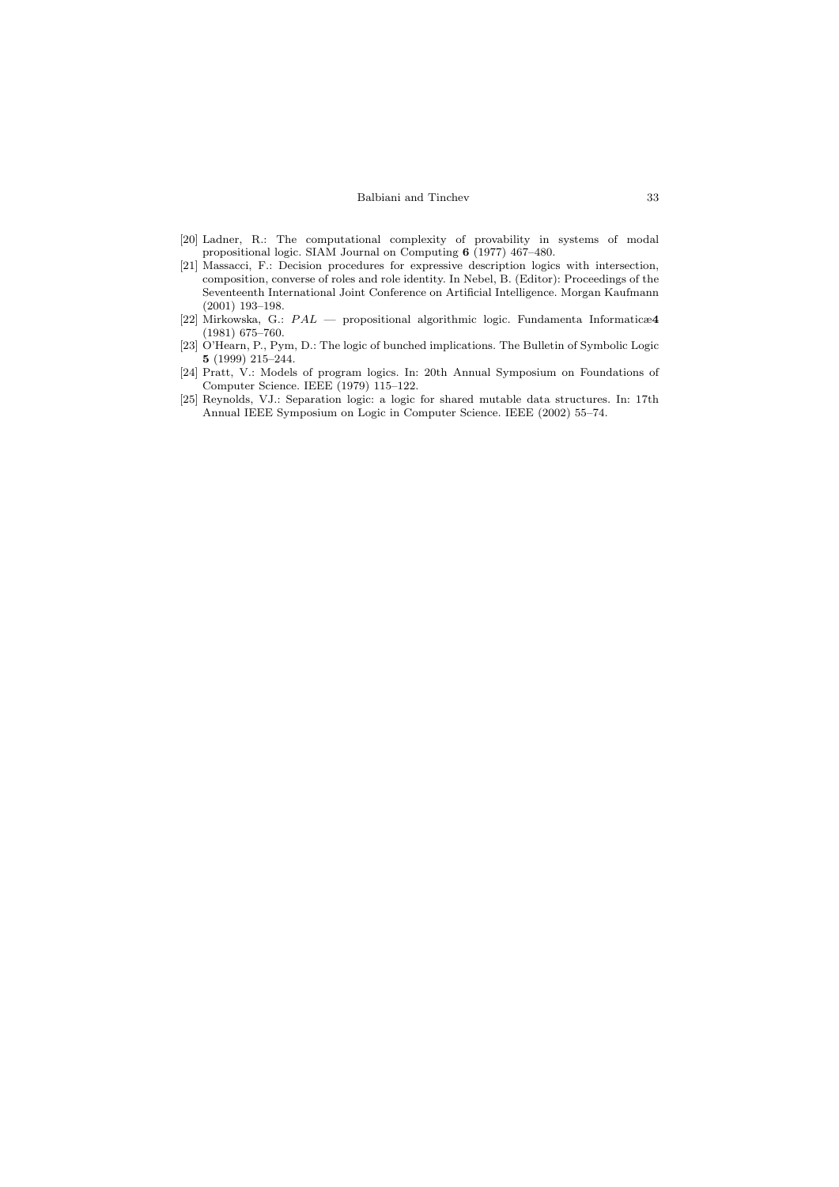[20] Ladner, R.: The computational complexity of provability in systems of modal propositional logic. SIAM Journal on Computing **6** (1977) 467–480.

[21] Massacci, F.: Decision procedures for expressive description logics with intersection, composition, converse of roles and role identity. In Nebel, B. (Editor): Proceedings of the Seventeenth International Joint Conference on Artificial Intelligence. Morgan Kaufmann (2001) 193–198.

[22] Mirkowska, G.: $PAL$ — propositional algorithmic logic. Fundamenta Informaticæ**4** (1981) 675–760.

[23] O'Hearn, P., Pym, D.: The logic of bunched implications. The Bulletin of Symbolic Logic **5** (1999) 215–244.

[24] Pratt, V.: Models of program logics. In: 20th Annual Symposium on Foundations of Computer Science. IEEE (1979) 115–122.

[25] Reynolds, VJ.: Separation logic: a logic for shared mutable data structures. In: 17th Annual IEEE Symposium on Logic in Computer Science. IEEE (2002) 55–74.